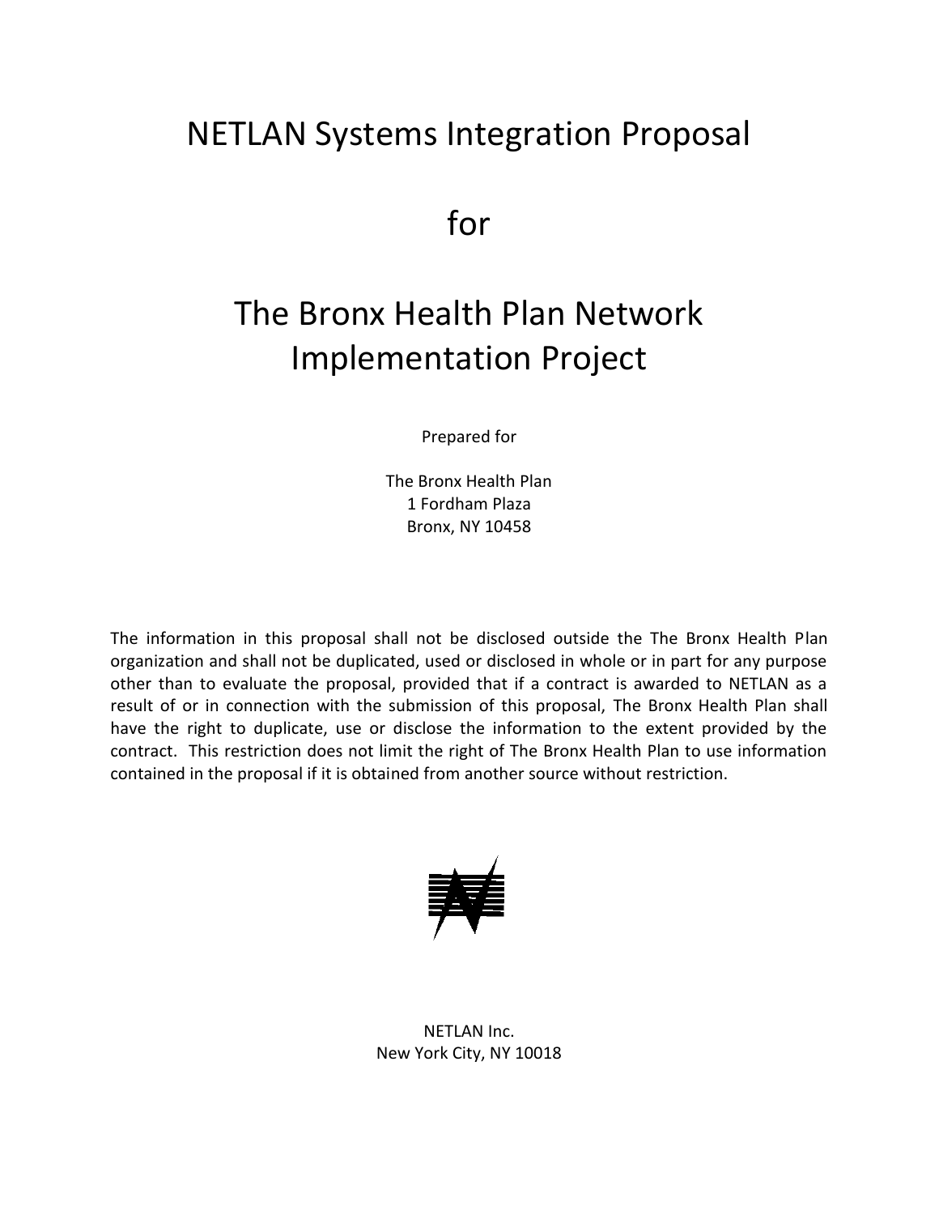# NETLAN Systems Integration Proposal

# for

# The Bronx Health Plan Network Implementation Project

Prepared for

The Bronx Health Plan
1 Fordham Plaza
Bronx, NY 10458

The information in this proposal shall not be disclosed outside the The Bronx Health Plan organization and shall not be duplicated, used or disclosed in whole or in part for any purpose other than to evaluate the proposal, provided that if a contract is awarded to NETLAN as a result of or in connection with the submission of this proposal, The Bronx Health Plan shall have the right to duplicate, use or disclose the information to the extent provided by the contract. This restriction does not limit the right of The Bronx Health Plan to use information contained in the proposal if it is obtained from another source without restriction.

NETLAN Inc.
New York City, NY 10018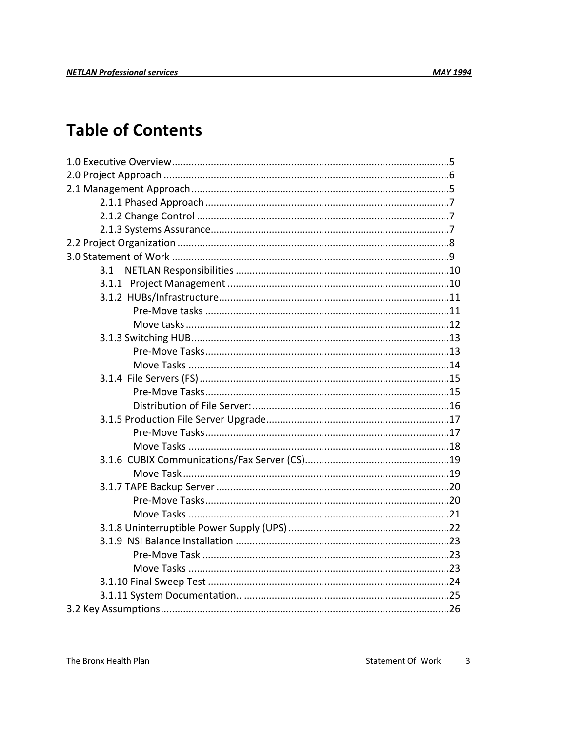# Table of Contents

1.0 Executive Overview....................................................................................................5
2.0 Project Approach .......................................................................................................6
2.1 Management Approach.............................................................................................5
- 2.1.1 Phased Approach........................................................................................7
- 2.1.2 Change Control ...........................................................................................7
- 2.1.3 Systems Assurance......................................................................................7

2.2 Project Organization ..................................................................................................8
3.0 Statement of Work ....................................................................................................9
- 3.1 NETLAN Responsibilities .............................................................................10
- 3.1.1 Project Management ................................................................................10
- 3.1.2 HUBs/Infrastructure...................................................................................11
  - Pre-Move tasks ........................................................................................11
  - Move tasks ...............................................................................................12
- 3.1.3 Switching HUB.............................................................................................13
  - Pre-Move Tasks........................................................................................13
  - Move Tasks ..............................................................................................14
- 3.1.4 File Servers (FS)..........................................................................................15
  - Pre-Move Tasks........................................................................................15
  - Distribution of File Server:.......................................................................16
- 3.1.5 Production File Server Upgrade..................................................................17
  - Pre-Move Tasks........................................................................................17
  - Move Tasks ..............................................................................................18
- 3.1.6 CUBIX Communications/Fax Server (CS)....................................................19
  - Move Task ................................................................................................19
- 3.1.7 TAPE Backup Server ....................................................................................20
  - Pre-Move Tasks........................................................................................20
  - Move Tasks ..............................................................................................21
- 3.1.8 Uninterruptible Power Supply (UPS) ..........................................................22
- 3.1.9 NSI Balance Installation .............................................................................23
  - Pre-Move Task .........................................................................................23
  - Move Tasks ..............................................................................................23
- 3.1.10 Final Sweep Test .......................................................................................24
- 3.1.11 System Documentation.. ...........................................................................25

3.2 Key Assumptions........................................................................................................26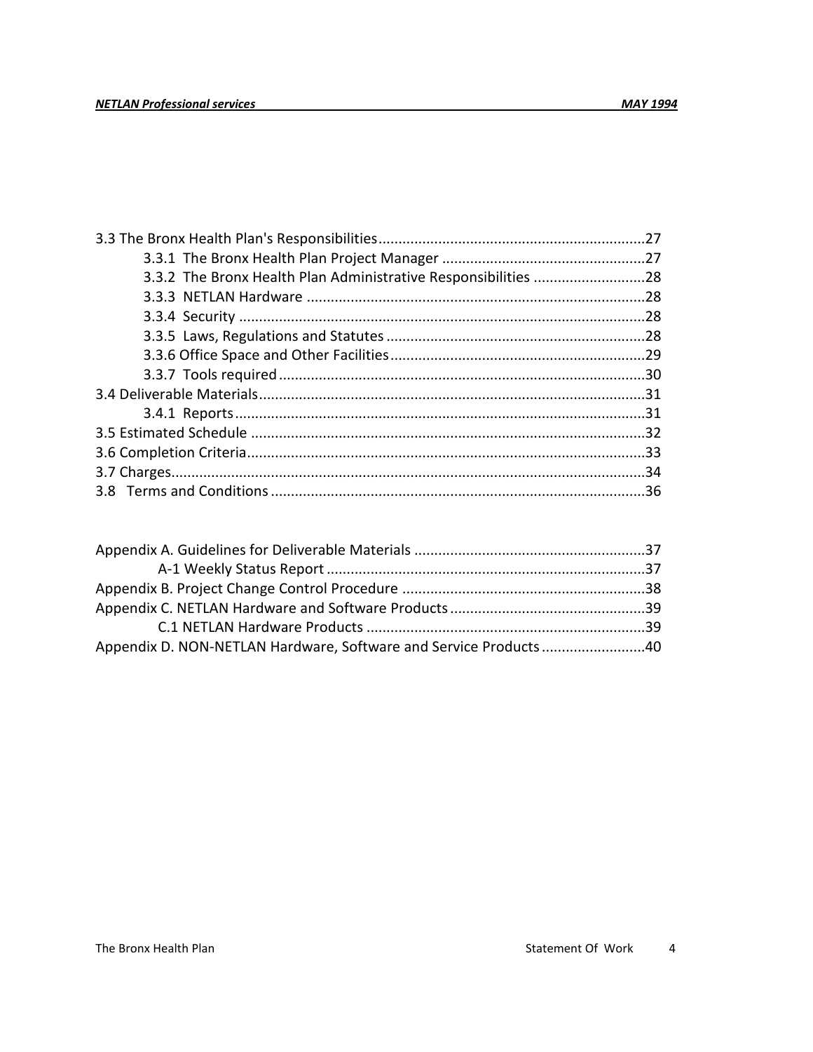3.3 The Bronx Health Plan's Responsibilities.................................................................27

- 3.3.1 The Bronx Health Plan Project Manager ..................................................27
- 3.3.2 The Bronx Health Plan Administrative Responsibilities ...........................28
- 3.3.3 NETLAN Hardware ...................................................................................28
- 3.3.4 Security ....................................................................................................28
- 3.3.5 Laws, Regulations and Statutes ................................................................28
- 3.3.6 Office Space and Other Facilities...............................................................29
- 3.3.7 Tools required ...........................................................................................30

3.4 Deliverable Materials...............................................................................................31

- 3.4.1 Reports......................................................................................................31

3.5 Estimated Schedule ..................................................................................................32

3.6 Completion Criteria...................................................................................................33

3.7 Charges.....................................................................................................................34

3.8 Terms and Conditions .............................................................................................36

Appendix A. Guidelines for Deliverable Materials .........................................................37

- A-1 Weekly Status Report ..............................................................................37

Appendix B. Project Change Control Procedure ............................................................38

Appendix C. NETLAN Hardware and Software Products................................................39

- C.1 NETLAN Hardware Products ....................................................................39

Appendix D. NON-NETLAN Hardware, Software and Service Products.........................40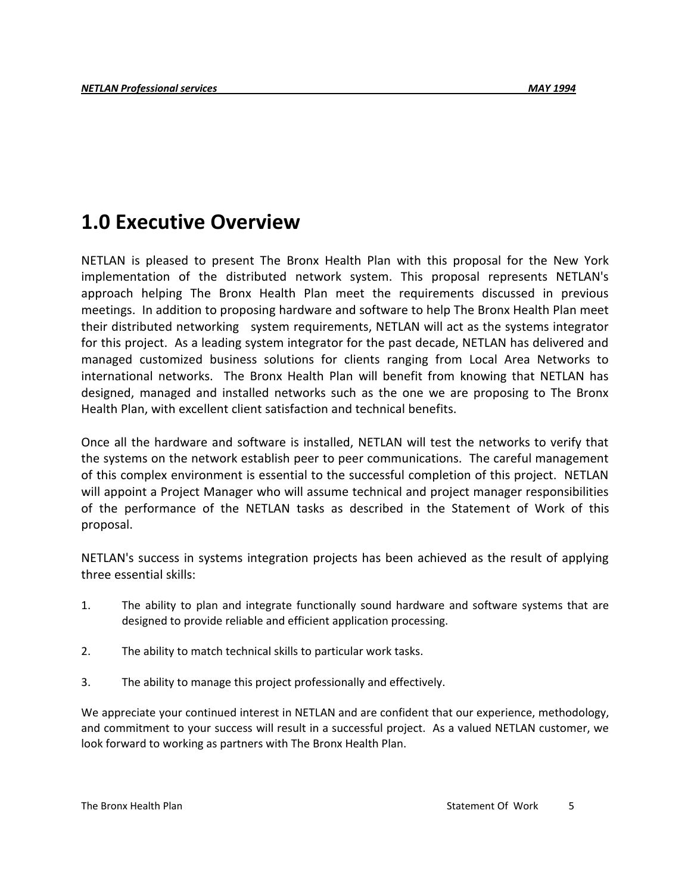# 1.0 Executive Overview

NETLAN is pleased to present The Bronx Health Plan with this proposal for the New York implementation of the distributed network system. This proposal represents NETLAN's approach helping The Bronx Health Plan meet the requirements discussed in previous meetings. In addition to proposing hardware and software to help The Bronx Health Plan meet their distributed networking system requirements, NETLAN will act as the systems integrator for this project. As a leading system integrator for the past decade, NETLAN has delivered and managed customized business solutions for clients ranging from Local Area Networks to international networks. The Bronx Health Plan will benefit from knowing that NETLAN has designed, managed and installed networks such as the one we are proposing to The Bronx Health Plan, with excellent client satisfaction and technical benefits.

Once all the hardware and software is installed, NETLAN will test the networks to verify that the systems on the network establish peer to peer communications. The careful management of this complex environment is essential to the successful completion of this project. NETLAN will appoint a Project Manager who will assume technical and project manager responsibilities of the performance of the NETLAN tasks as described in the Statement of Work of this proposal.

NETLAN's success in systems integration projects has been achieved as the result of applying three essential skills:

1. The ability to plan and integrate functionally sound hardware and software systems that are designed to provide reliable and efficient application processing.

2. The ability to match technical skills to particular work tasks.

3. The ability to manage this project professionally and effectively.

We appreciate your continued interest in NETLAN and are confident that our experience, methodology, and commitment to your success will result in a successful project. As a valued NETLAN customer, we look forward to working as partners with The Bronx Health Plan.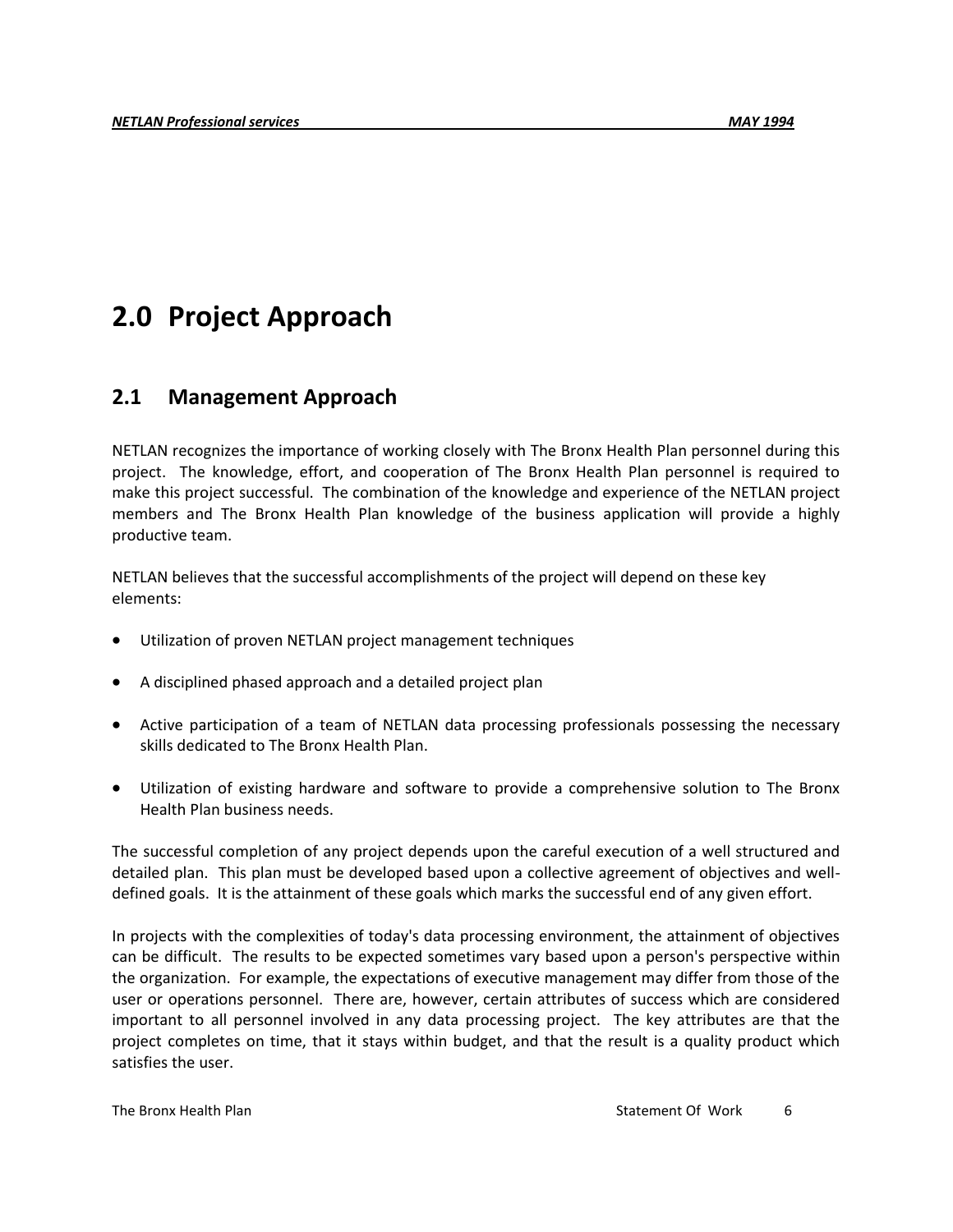# 2.0 Project Approach

## 2.1 Management Approach

NETLAN recognizes the importance of working closely with The Bronx Health Plan personnel during this project. The knowledge, effort, and cooperation of The Bronx Health Plan personnel is required to make this project successful. The combination of the knowledge and experience of the NETLAN project members and The Bronx Health Plan knowledge of the business application will provide a highly productive team.

NETLAN believes that the successful accomplishments of the project will depend on these key elements:

- Utilization of proven NETLAN project management techniques
- A disciplined phased approach and a detailed project plan
- Active participation of a team of NETLAN data processing professionals possessing the necessary skills dedicated to The Bronx Health Plan.
- Utilization of existing hardware and software to provide a comprehensive solution to The Bronx Health Plan business needs.

The successful completion of any project depends upon the careful execution of a well structured and detailed plan. This plan must be developed based upon a collective agreement of objectives and well-defined goals. It is the attainment of these goals which marks the successful end of any given effort.

In projects with the complexities of today's data processing environment, the attainment of objectives can be difficult. The results to be expected sometimes vary based upon a person's perspective within the organization. For example, the expectations of executive management may differ from those of the user or operations personnel. There are, however, certain attributes of success which are considered important to all personnel involved in any data processing project. The key attributes are that the project completes on time, that it stays within budget, and that the result is a quality product which satisfies the user.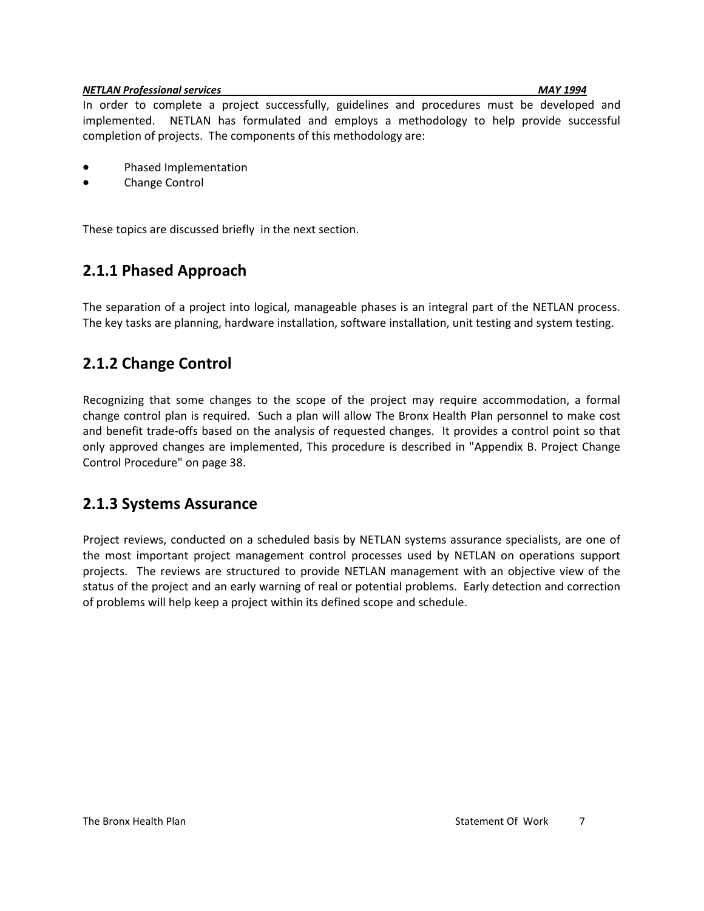In order to complete a project successfully, guidelines and procedures must be developed and implemented. NETLAN has formulated and employs a methodology to help provide successful completion of projects. The components of this methodology are:

- Phased Implementation
- Change Control

These topics are discussed briefly in the next section.

### 2.1.1 Phased Approach

The separation of a project into logical, manageable phases is an integral part of the NETLAN process. The key tasks are planning, hardware installation, software installation, unit testing and system testing.

### 2.1.2 Change Control

Recognizing that some changes to the scope of the project may require accommodation, a formal change control plan is required. Such a plan will allow The Bronx Health Plan personnel to make cost and benefit trade-offs based on the analysis of requested changes. It provides a control point so that only approved changes are implemented, This procedure is described in "Appendix B. Project Change Control Procedure" on page 38.

### 2.1.3 Systems Assurance

Project reviews, conducted on a scheduled basis by NETLAN systems assurance specialists, are one of the most important project management control processes used by NETLAN on operations support projects. The reviews are structured to provide NETLAN management with an objective view of the status of the project and an early warning of real or potential problems. Early detection and correction of problems will help keep a project within its defined scope and schedule.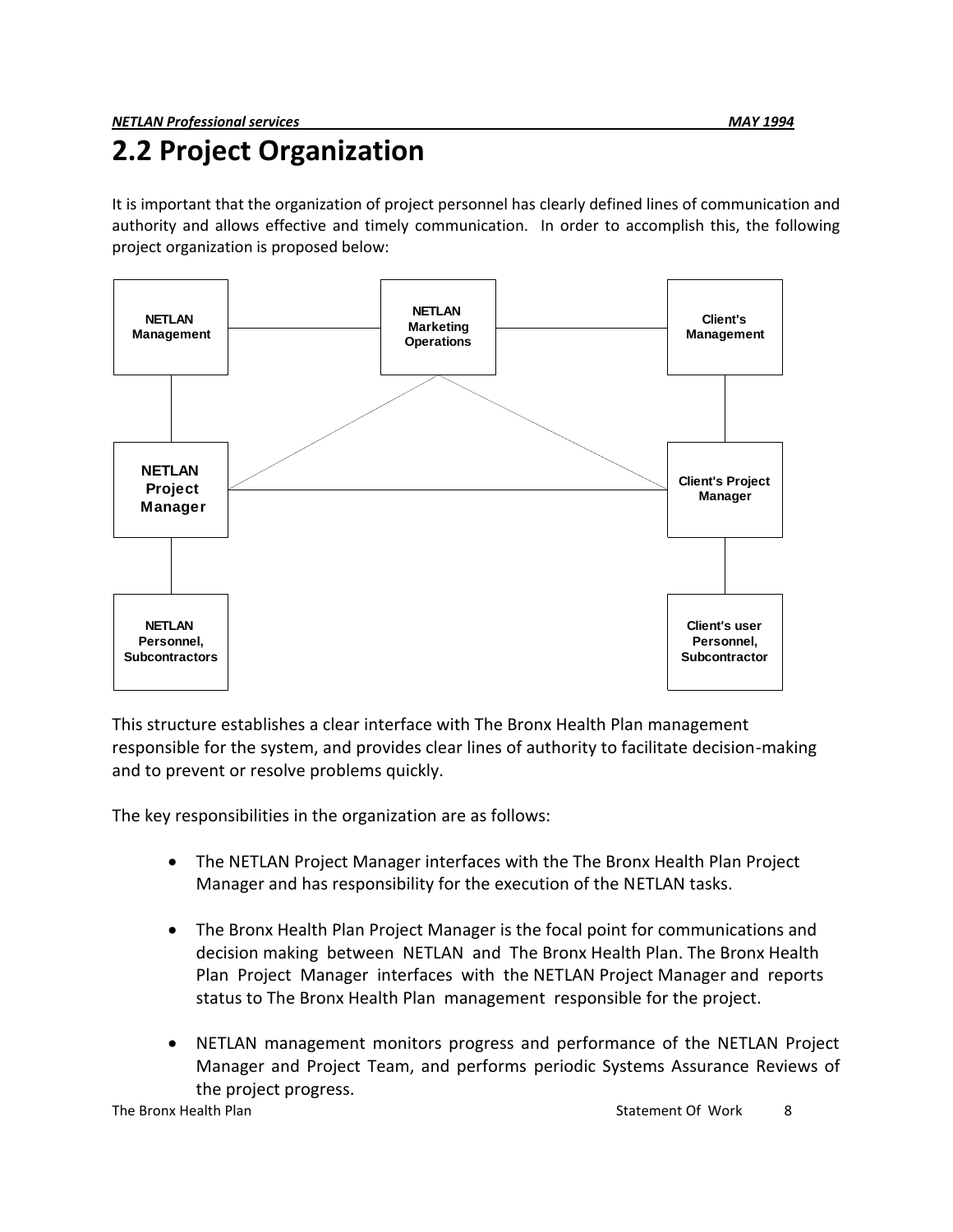## 2.2 Project Organization

It is important that the organization of project personnel has clearly defined lines of communication and authority and allows effective and timely communication. In order to accomplish this, the following project organization is proposed below:

NETLAN Management

NETLAN Marketing Operations

Client's Management

NETLAN Project Manager

Client's Project Manager

NETLAN Personnel, Subcontractors

Client's user Personnel, Subcontractor

This structure establishes a clear interface with The Bronx Health Plan management responsible for the system, and provides clear lines of authority to facilitate decision-making and to prevent or resolve problems quickly.

The key responsibilities in the organization are as follows:

- The NETLAN Project Manager interfaces with the The Bronx Health Plan Project Manager and has responsibility for the execution of the NETLAN tasks.
- The Bronx Health Plan Project Manager is the focal point for communications and decision making between NETLAN and The Bronx Health Plan. The Bronx Health Plan Project Manager interfaces with the NETLAN Project Manager and reports status to The Bronx Health Plan management responsible for the project.
- NETLAN management monitors progress and performance of the NETLAN Project Manager and Project Team, and performs periodic Systems Assurance Reviews of the project progress.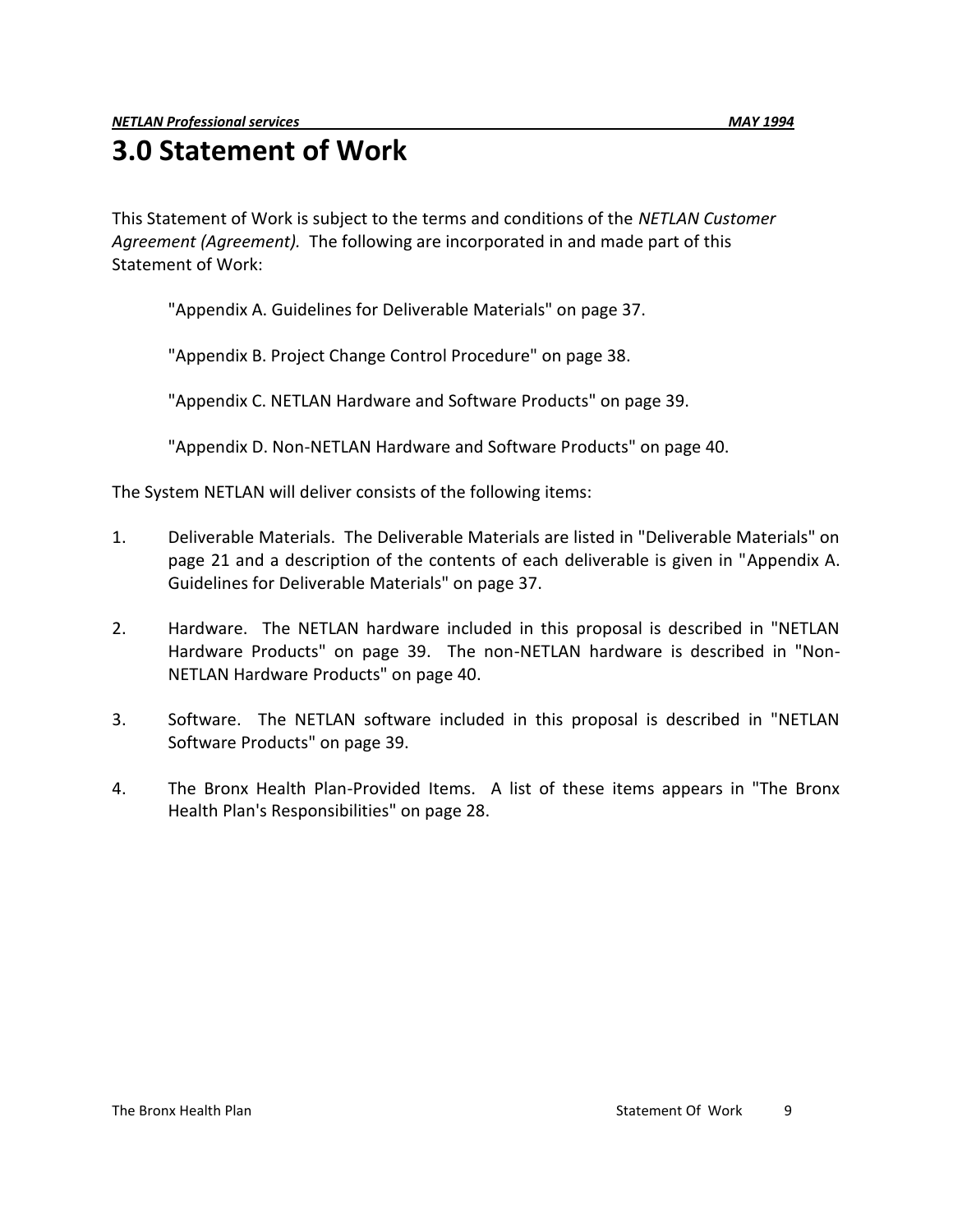# 3.0 Statement of Work

This Statement of Work is subject to the terms and conditions of the *NETLAN Customer Agreement (Agreement).* The following are incorporated in and made part of this Statement of Work:

"Appendix A. Guidelines for Deliverable Materials" on page 37.

"Appendix B. Project Change Control Procedure" on page 38.

"Appendix C. NETLAN Hardware and Software Products" on page 39.

"Appendix D. Non-NETLAN Hardware and Software Products" on page 40.

The System NETLAN will deliver consists of the following items:

1. Deliverable Materials. The Deliverable Materials are listed in "Deliverable Materials" on page 21 and a description of the contents of each deliverable is given in "Appendix A. Guidelines for Deliverable Materials" on page 37.

2. Hardware. The NETLAN hardware included in this proposal is described in "NETLAN Hardware Products" on page 39. The non-NETLAN hardware is described in "Non-NETLAN Hardware Products" on page 40.

3. Software. The NETLAN software included in this proposal is described in "NETLAN Software Products" on page 39.

4. The Bronx Health Plan-Provided Items. A list of these items appears in "The Bronx Health Plan's Responsibilities" on page 28.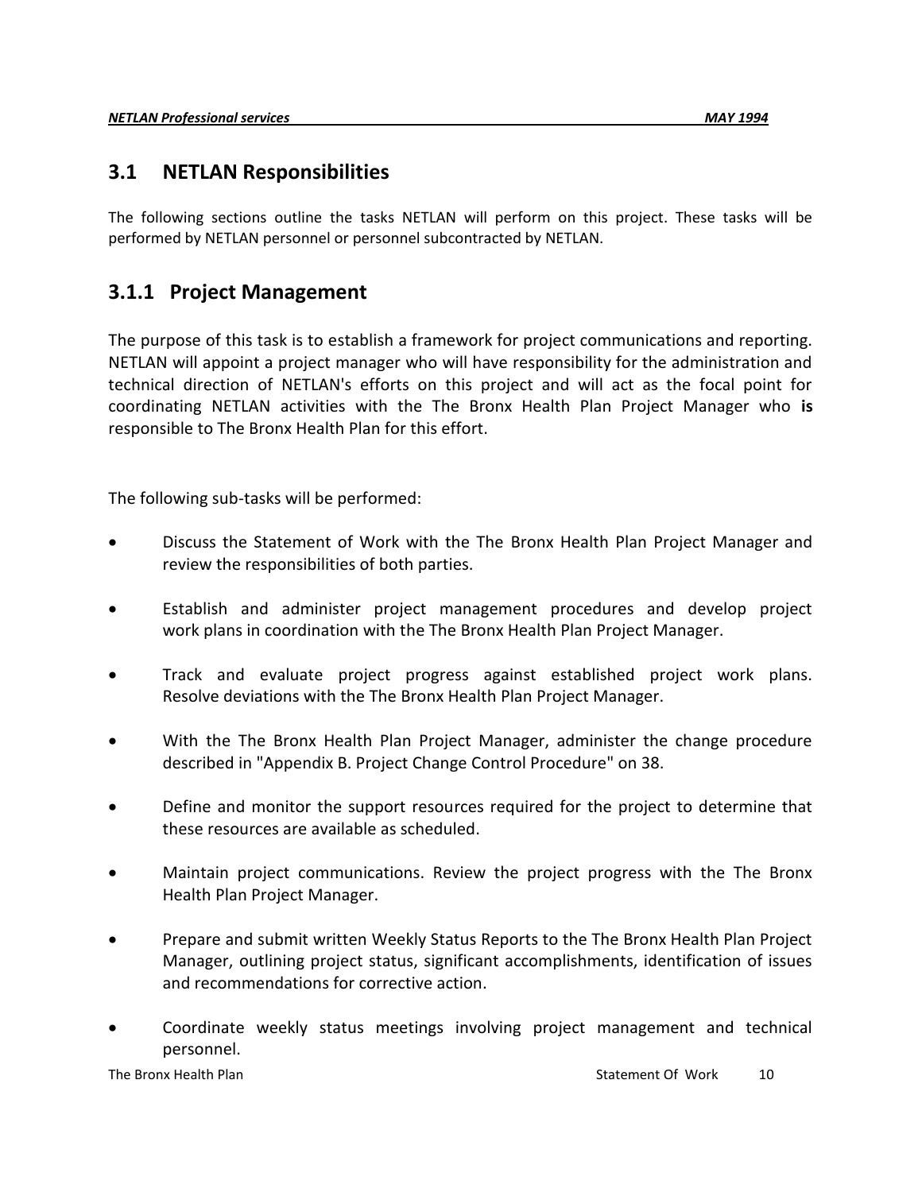## 3.1 NETLAN Responsibilities

The following sections outline the tasks NETLAN will perform on this project. These tasks will be performed by NETLAN personnel or personnel subcontracted by NETLAN.

### 3.1.1 Project Management

The purpose of this task is to establish a framework for project communications and reporting. NETLAN will appoint a project manager who will have responsibility for the administration and technical direction of NETLAN's efforts on this project and will act as the focal point for coordinating NETLAN activities with the The Bronx Health Plan Project Manager who **is** responsible to The Bronx Health Plan for this effort.

The following sub-tasks will be performed:

- Discuss the Statement of Work with the The Bronx Health Plan Project Manager and review the responsibilities of both parties.
- Establish and administer project management procedures and develop project work plans in coordination with the The Bronx Health Plan Project Manager.
- Track and evaluate project progress against established project work plans. Resolve deviations with the The Bronx Health Plan Project Manager.
- With the The Bronx Health Plan Project Manager, administer the change procedure described in "Appendix B. Project Change Control Procedure" on 38.
- Define and monitor the support resources required for the project to determine that these resources are available as scheduled.
- Maintain project communications. Review the project progress with the The Bronx Health Plan Project Manager.
- Prepare and submit written Weekly Status Reports to the The Bronx Health Plan Project Manager, outlining project status, significant accomplishments, identification of issues and recommendations for corrective action.
- Coordinate weekly status meetings involving project management and technical personnel.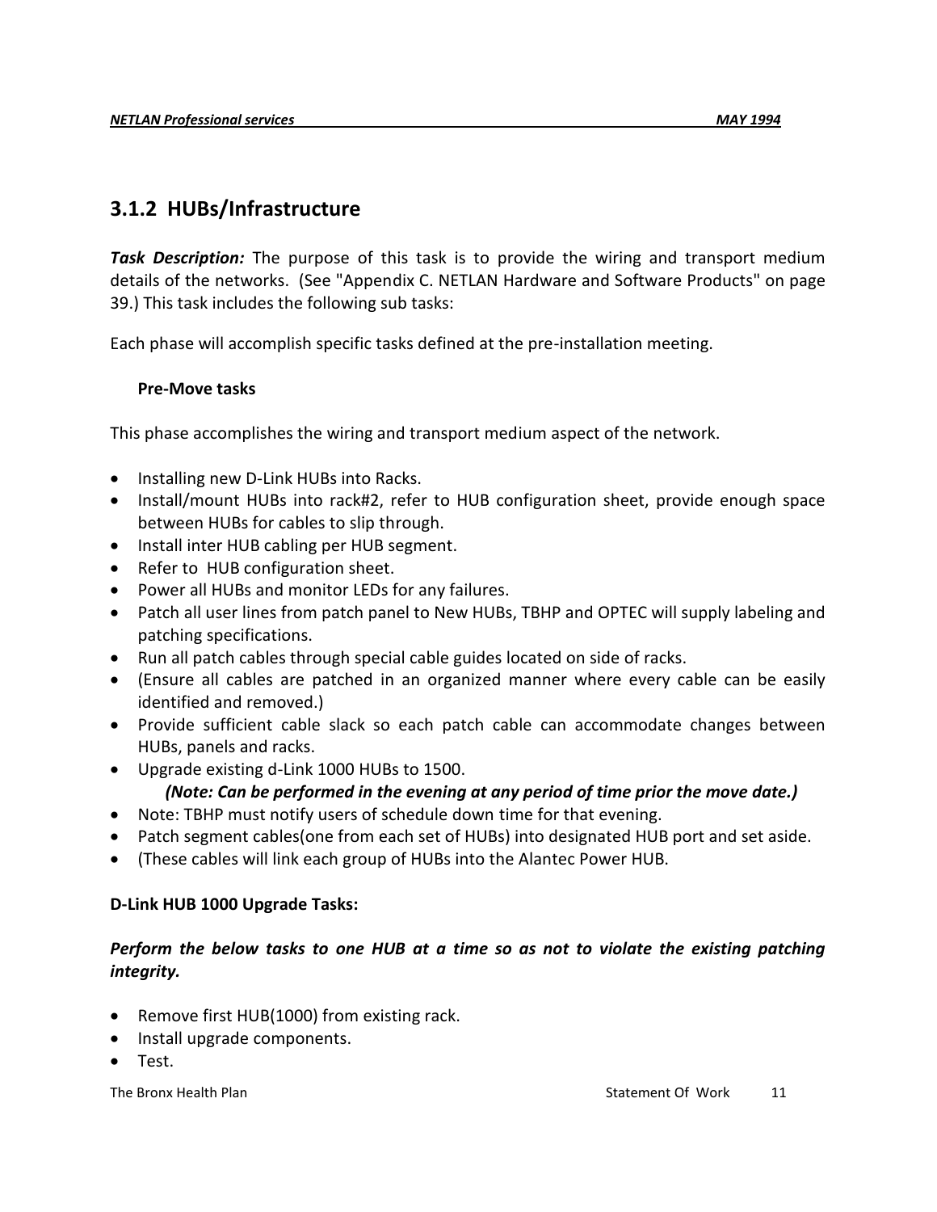### 3.1.2 HUBs/Infrastructure

***Task Description:*** The purpose of this task is to provide the wiring and transport medium details of the networks. (See "Appendix C. NETLAN Hardware and Software Products" on page 39.) This task includes the following sub tasks:

Each phase will accomplish specific tasks defined at the pre-installation meeting.

**Pre-Move tasks**

This phase accomplishes the wiring and transport medium aspect of the network.

- Installing new D-Link HUBs into Racks.
- Install/mount HUBs into rack#2, refer to HUB configuration sheet, provide enough space between HUBs for cables to slip through.
- Install inter HUB cabling per HUB segment.
- Refer to HUB configuration sheet.
- Power all HUBs and monitor LEDs for any failures.
- Patch all user lines from patch panel to New HUBs, TBHP and OPTEC will supply labeling and patching specifications.
- Run all patch cables through special cable guides located on side of racks.
- (Ensure all cables are patched in an organized manner where every cable can be easily identified and removed.)
- Provide sufficient cable slack so each patch cable can accommodate changes between HUBs, panels and racks.
- Upgrade existing d-Link 1000 HUBs to 1500.

  ***(Note: Can be performed in the evening at any period of time prior the move date.)***
- Note: TBHP must notify users of schedule down time for that evening.
- Patch segment cables(one from each set of HUBs) into designated HUB port and set aside.
- (These cables will link each group of HUBs into the Alantec Power HUB.

**D-Link HUB 1000 Upgrade Tasks:**

***Perform the below tasks to one HUB at a time so as not to violate the existing patching integrity.***

- Remove first HUB(1000) from existing rack.
- Install upgrade components.
- Test.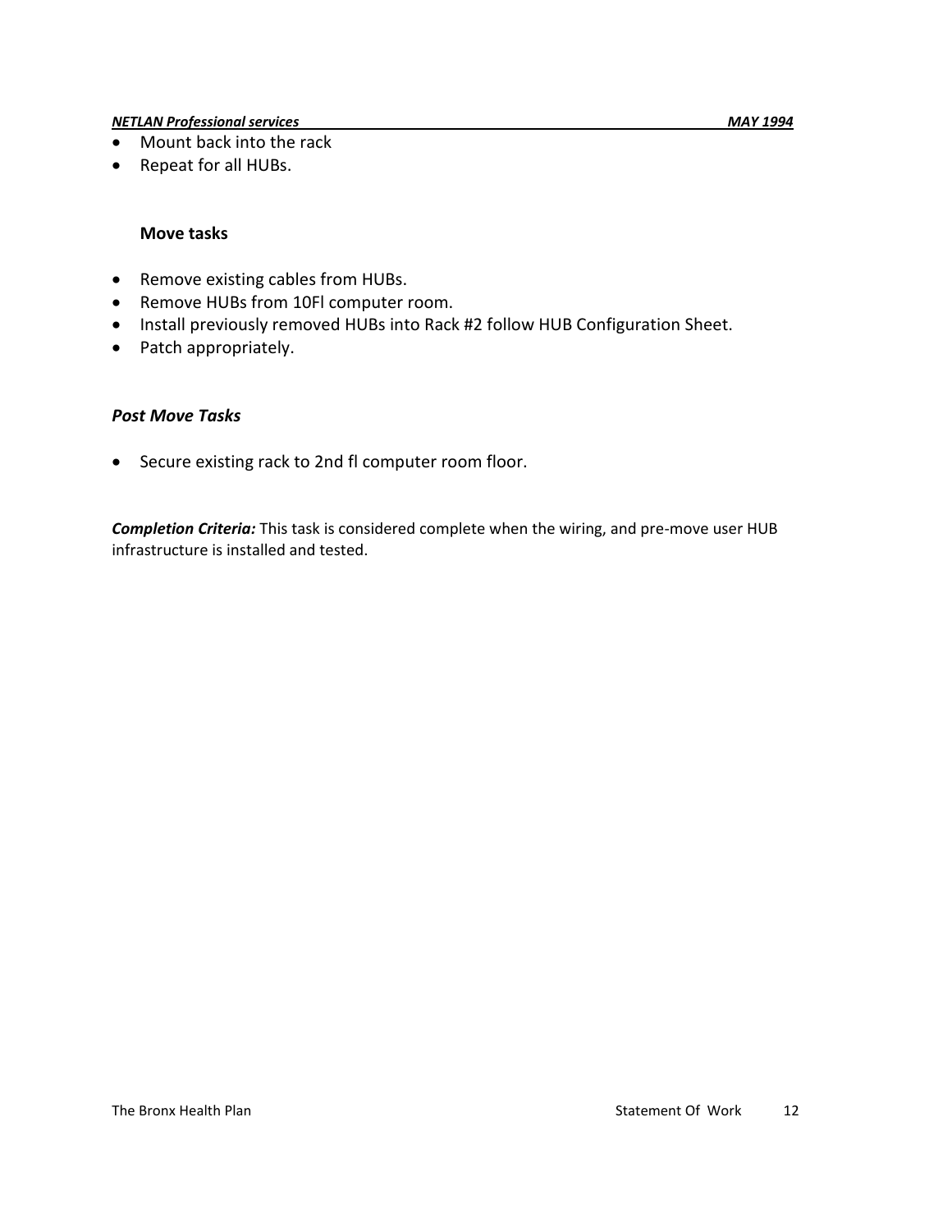- Mount back into the rack
- Repeat for all HUBs.

**Move tasks**

- Remove existing cables from HUBs.
- Remove HUBs from 10Fl computer room.
- Install previously removed HUBs into Rack #2 follow HUB Configuration Sheet.
- Patch appropriately.

### *Post Move Tasks*

- Secure existing rack to 2nd fl computer room floor.

***Completion Criteria:*** This task is considered complete when the wiring, and pre-move user HUB infrastructure is installed and tested.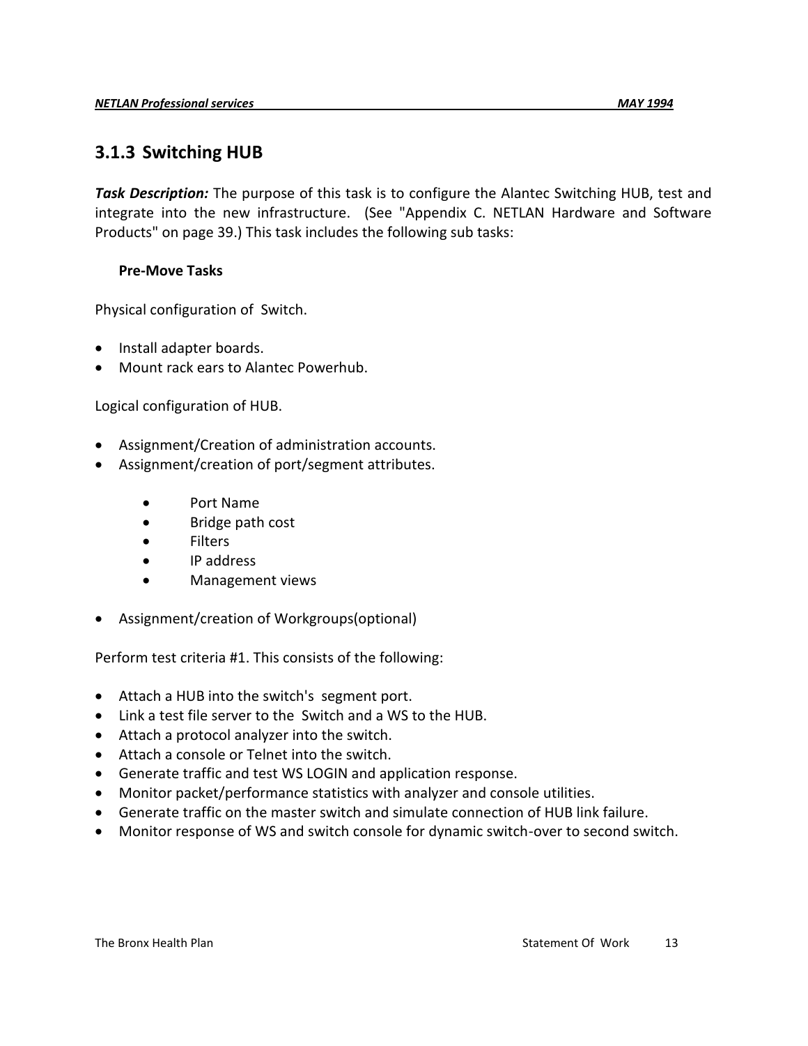### 3.1.3 Switching HUB

***Task Description:*** The purpose of this task is to configure the Alantec Switching HUB, test and integrate into the new infrastructure. (See "Appendix C. NETLAN Hardware and Software Products" on page 39.) This task includes the following sub tasks:

**Pre-Move Tasks**

Physical configuration of Switch.

- Install adapter boards.
- Mount rack ears to Alantec Powerhub.

Logical configuration of HUB.

- Assignment/Creation of administration accounts.
- Assignment/creation of port/segment attributes.
    - Port Name
    - Bridge path cost
    - Filters
    - IP address
    - Management views
- Assignment/creation of Workgroups(optional)

Perform test criteria #1. This consists of the following:

- Attach a HUB into the switch's segment port.
- Link a test file server to the Switch and a WS to the HUB.
- Attach a protocol analyzer into the switch.
- Attach a console or Telnet into the switch.
- Generate traffic and test WS LOGIN and application response.
- Monitor packet/performance statistics with analyzer and console utilities.
- Generate traffic on the master switch and simulate connection of HUB link failure.
- Monitor response of WS and switch console for dynamic switch-over to second switch.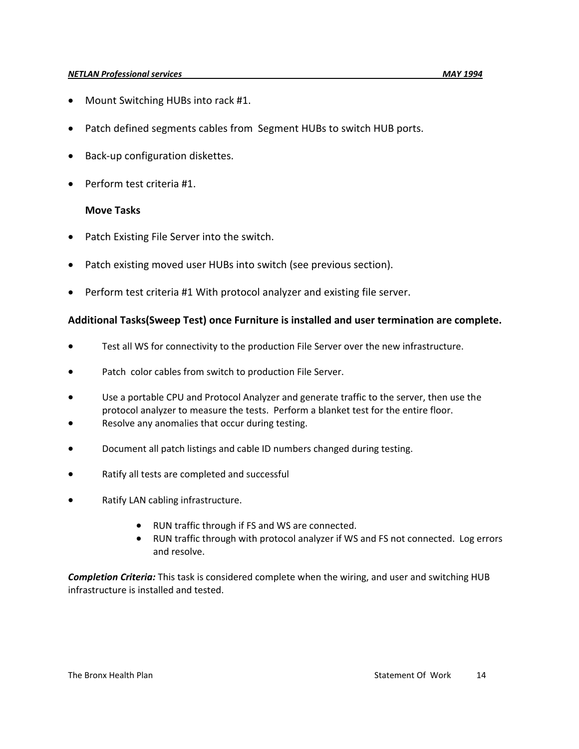- Mount Switching HUBs into rack #1.
- Patch defined segments cables from Segment HUBs to switch HUB ports.
- Back-up configuration diskettes.
- Perform test criteria #1.

**Move Tasks**

- Patch Existing File Server into the switch.
- Patch existing moved user HUBs into switch (see previous section).
- Perform test criteria #1 With protocol analyzer and existing file server.

**Additional Tasks(Sweep Test) once Furniture is installed and user termination are complete.**

- Test all WS for connectivity to the production File Server over the new infrastructure.
- Patch color cables from switch to production File Server.
- Use a portable CPU and Protocol Analyzer and generate traffic to the server, then use the protocol analyzer to measure the tests. Perform a blanket test for the entire floor.
- Resolve any anomalies that occur during testing.
- Document all patch listings and cable ID numbers changed during testing.
- Ratify all tests are completed and successful
- Ratify LAN cabling infrastructure.
    - RUN traffic through if FS and WS are connected.
    - RUN traffic through with protocol analyzer if WS and FS not connected. Log errors and resolve.

***Completion Criteria:*** This task is considered complete when the wiring, and user and switching HUB infrastructure is installed and tested.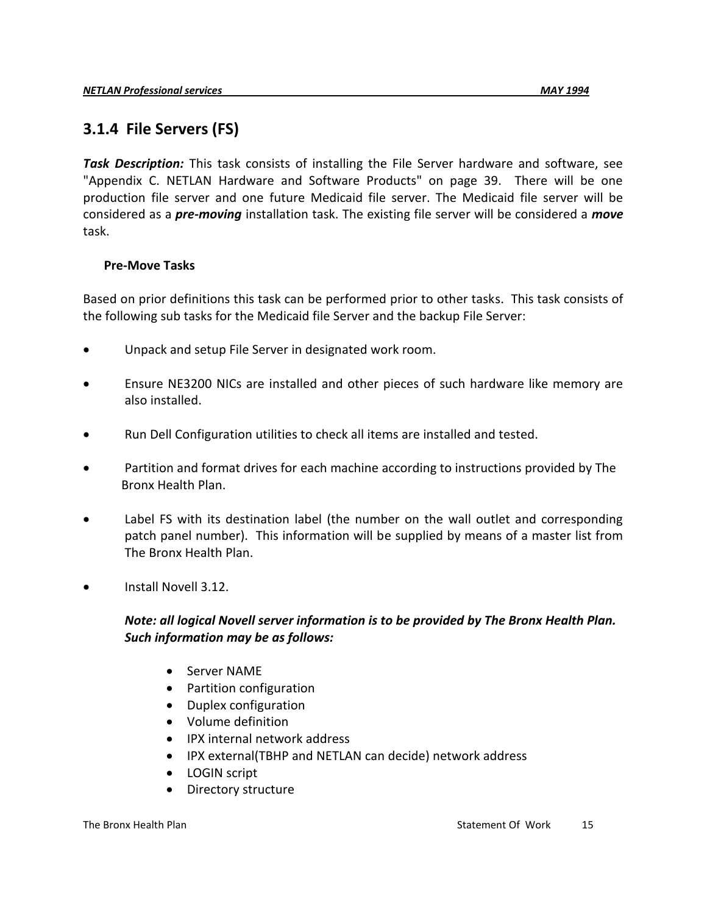### 3.1.4 File Servers (FS)

***Task Description:*** This task consists of installing the File Server hardware and software, see "Appendix C. NETLAN Hardware and Software Products" on page 39. There will be one production file server and one future Medicaid file server. The Medicaid file server will be considered as a ***pre-moving*** installation task. The existing file server will be considered a ***move*** task.

**Pre-Move Tasks**

Based on prior definitions this task can be performed prior to other tasks. This task consists of the following sub tasks for the Medicaid file Server and the backup File Server:

- Unpack and setup File Server in designated work room.
- Ensure NE3200 NICs are installed and other pieces of such hardware like memory are also installed.
- Run Dell Configuration utilities to check all items are installed and tested.
- Partition and format drives for each machine according to instructions provided by The Bronx Health Plan.
- Label FS with its destination label (the number on the wall outlet and corresponding patch panel number). This information will be supplied by means of a master list from The Bronx Health Plan.
- Install Novell 3.12.

  ***Note: all logical Novell server information is to be provided by The Bronx Health Plan. Such information may be as follows:***

  - Server NAME
  - Partition configuration
  - Duplex configuration
  - Volume definition
  - IPX internal network address
  - IPX external(TBHP and NETLAN can decide) network address
  - LOGIN script
  - Directory structure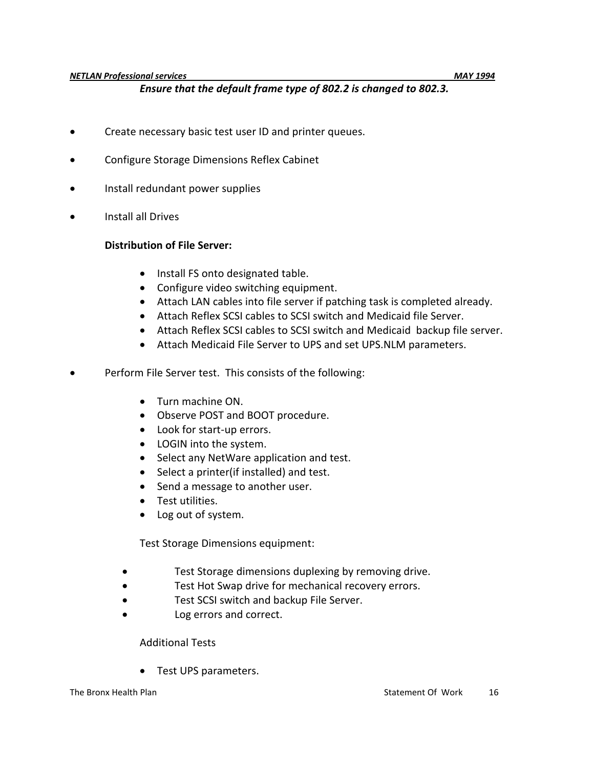***Ensure that the default frame type of 802.2 is changed to 802.3.***

- Create necessary basic test user ID and printer queues.
- Configure Storage Dimensions Reflex Cabinet
- Install redundant power supplies
- Install all Drives

  **Distribution of File Server:**

  - Install FS onto designated table.
  - Configure video switching equipment.
  - Attach LAN cables into file server if patching task is completed already.
  - Attach Reflex SCSI cables to SCSI switch and Medicaid file Server.
  - Attach Reflex SCSI cables to SCSI switch and Medicaid backup file server.
  - Attach Medicaid File Server to UPS and set UPS.NLM parameters.

- Perform File Server test. This consists of the following:

  - Turn machine ON.
  - Observe POST and BOOT procedure.
  - Look for start-up errors.
  - LOGIN into the system.
  - Select any NetWare application and test.
  - Select a printer(if installed) and test.
  - Send a message to another user.
  - Test utilities.
  - Log out of system.

  Test Storage Dimensions equipment:

  - Test Storage dimensions duplexing by removing drive.
  - Test Hot Swap drive for mechanical recovery errors.
  - Test SCSI switch and backup File Server.
  - Log errors and correct.

  Additional Tests

  - Test UPS parameters.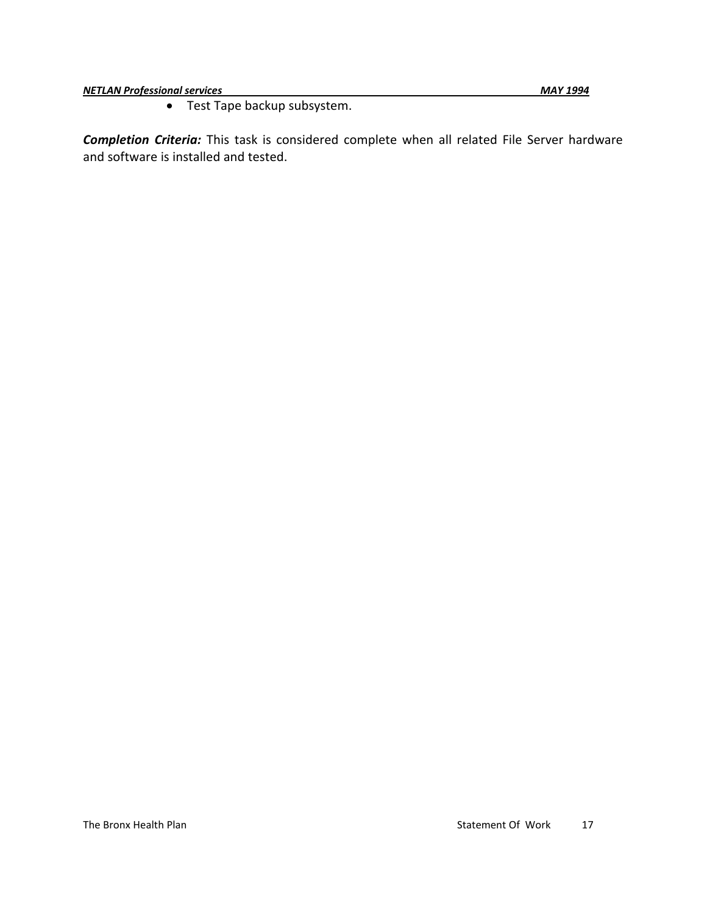- Test Tape backup subsystem.

***Completion Criteria:*** This task is considered complete when all related File Server hardware and software is installed and tested.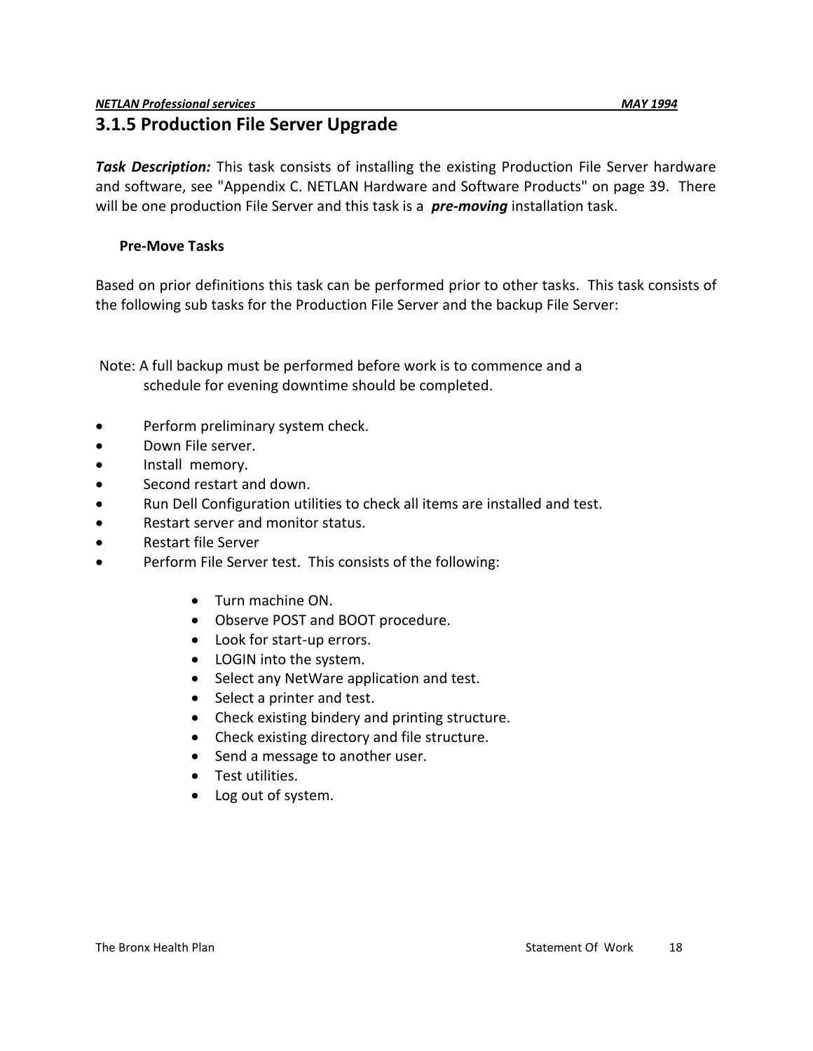### 3.1.5 Production File Server Upgrade

***Task Description:*** This task consists of installing the existing Production File Server hardware and software, see "Appendix C. NETLAN Hardware and Software Products" on page 39. There will be one production File Server and this task is a ***pre-moving*** installation task.

**Pre-Move Tasks**

Based on prior definitions this task can be performed prior to other tasks. This task consists of the following sub tasks for the Production File Server and the backup File Server:

Note: A full backup must be performed before work is to commence and a schedule for evening downtime should be completed.

- Perform preliminary system check.
- Down File server.
- Install memory.
- Second restart and down.
- Run Dell Configuration utilities to check all items are installed and test.
- Restart server and monitor status.
- Restart file Server
- Perform File Server test. This consists of the following:
    - Turn machine ON.
    - Observe POST and BOOT procedure.
    - Look for start-up errors.
    - LOGIN into the system.
    - Select any NetWare application and test.
    - Select a printer and test.
    - Check existing bindery and printing structure.
    - Check existing directory and file structure.
    - Send a message to another user.
    - Test utilities.
    - Log out of system.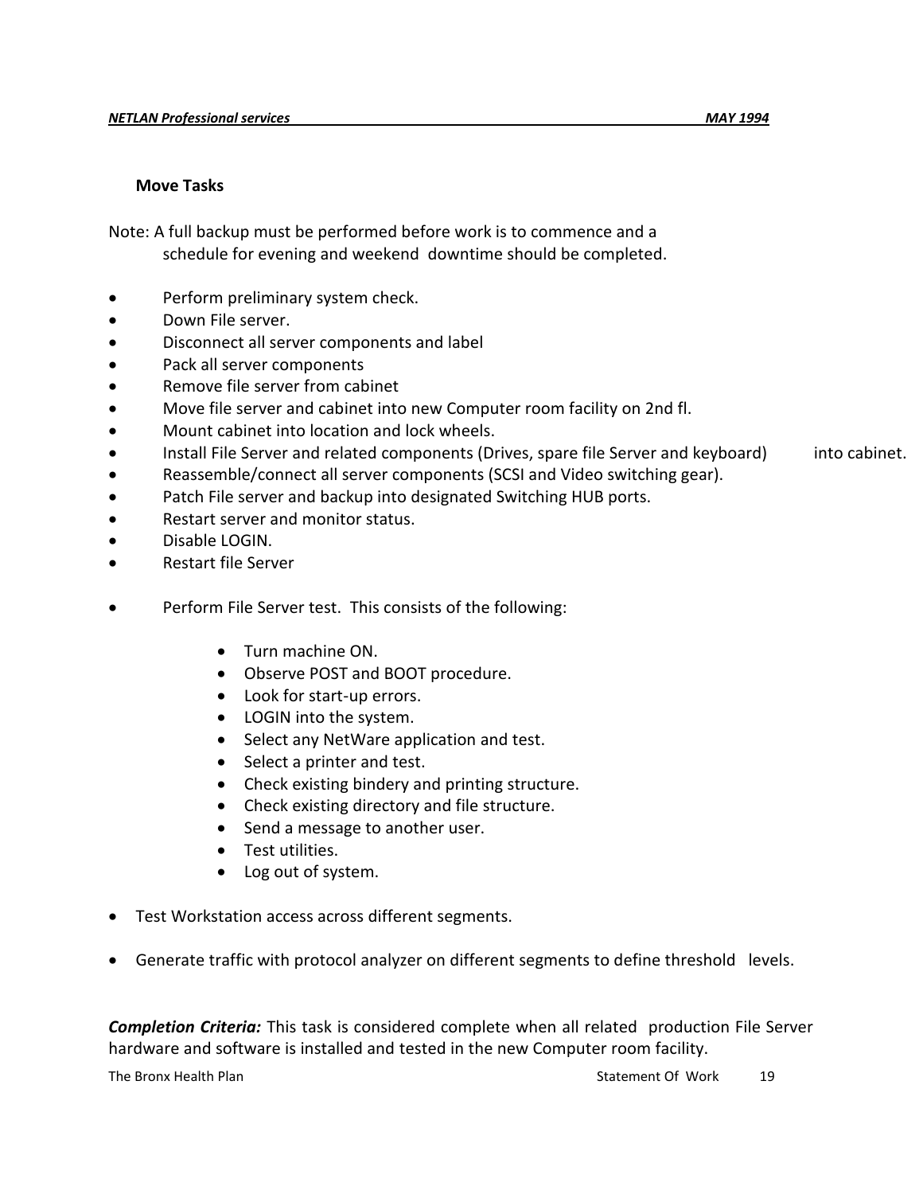### Move Tasks

Note: A full backup must be performed before work is to commence and a schedule for evening and weekend downtime should be completed.

- Perform preliminary system check.
- Down File server.
- Disconnect all server components and label
- Pack all server components
- Remove file server from cabinet
- Move file server and cabinet into new Computer room facility on 2nd fl.
- Mount cabinet into location and lock wheels.
- Install File Server and related components (Drives, spare file Server and keyboard) into cabinet.
- Reassemble/connect all server components (SCSI and Video switching gear).
- Patch File server and backup into designated Switching HUB ports.
- Restart server and monitor status.
- Disable LOGIN.
- Restart file Server

- Perform File Server test. This consists of the following:
  - Turn machine ON.
  - Observe POST and BOOT procedure.
  - Look for start-up errors.
  - LOGIN into the system.
  - Select any NetWare application and test.
  - Select a printer and test.
  - Check existing bindery and printing structure.
  - Check existing directory and file structure.
  - Send a message to another user.
  - Test utilities.
  - Log out of system.

- Test Workstation access across different segments.

- Generate traffic with protocol analyzer on different segments to define threshold levels.

***Completion Criteria:*** This task is considered complete when all related production File Server hardware and software is installed and tested in the new Computer room facility.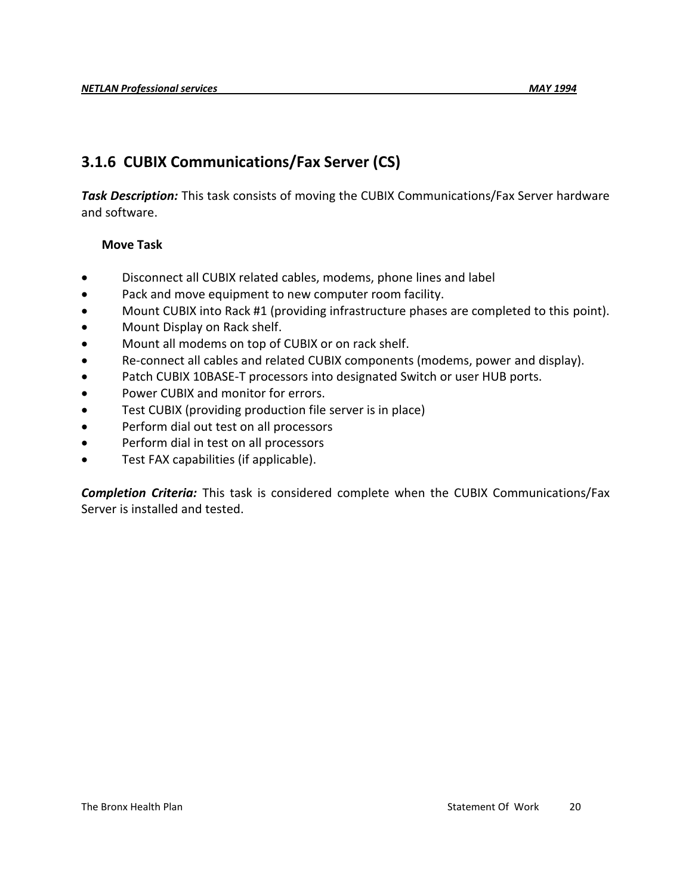### 3.1.6 CUBIX Communications/Fax Server (CS)

***Task Description:*** This task consists of moving the CUBIX Communications/Fax Server hardware and software.

**Move Task**

- Disconnect all CUBIX related cables, modems, phone lines and label
- Pack and move equipment to new computer room facility.
- Mount CUBIX into Rack #1 (providing infrastructure phases are completed to this point).
- Mount Display on Rack shelf.
- Mount all modems on top of CUBIX or on rack shelf.
- Re-connect all cables and related CUBIX components (modems, power and display).
- Patch CUBIX 10BASE-T processors into designated Switch or user HUB ports.
- Power CUBIX and monitor for errors.
- Test CUBIX (providing production file server is in place)
- Perform dial out test on all processors
- Perform dial in test on all processors
- Test FAX capabilities (if applicable).

***Completion Criteria:*** This task is considered complete when the CUBIX Communications/Fax Server is installed and tested.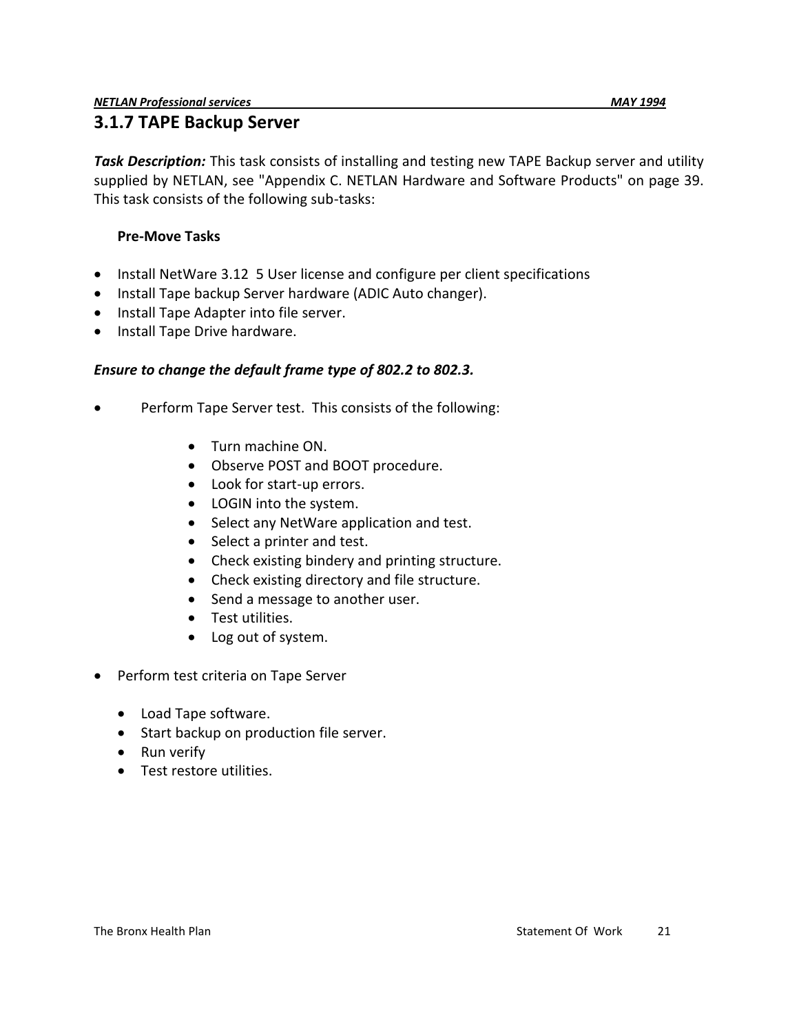### 3.1.7 TAPE Backup Server

***Task Description:*** This task consists of installing and testing new TAPE Backup server and utility supplied by NETLAN, see "Appendix C. NETLAN Hardware and Software Products" on page 39. This task consists of the following sub-tasks:

**Pre-Move Tasks**

- Install NetWare 3.12 5 User license and configure per client specifications
- Install Tape backup Server hardware (ADIC Auto changer).
- Install Tape Adapter into file server.
- Install Tape Drive hardware.

***Ensure to change the default frame type of 802.2 to 802.3.***

- Perform Tape Server test. This consists of the following:
    - Turn machine ON.
    - Observe POST and BOOT procedure.
    - Look for start-up errors.
    - LOGIN into the system.
    - Select any NetWare application and test.
    - Select a printer and test.
    - Check existing bindery and printing structure.
    - Check existing directory and file structure.
    - Send a message to another user.
    - Test utilities.
    - Log out of system.
- Perform test criteria on Tape Server
    - Load Tape software.
    - Start backup on production file server.
    - Run verify
    - Test restore utilities.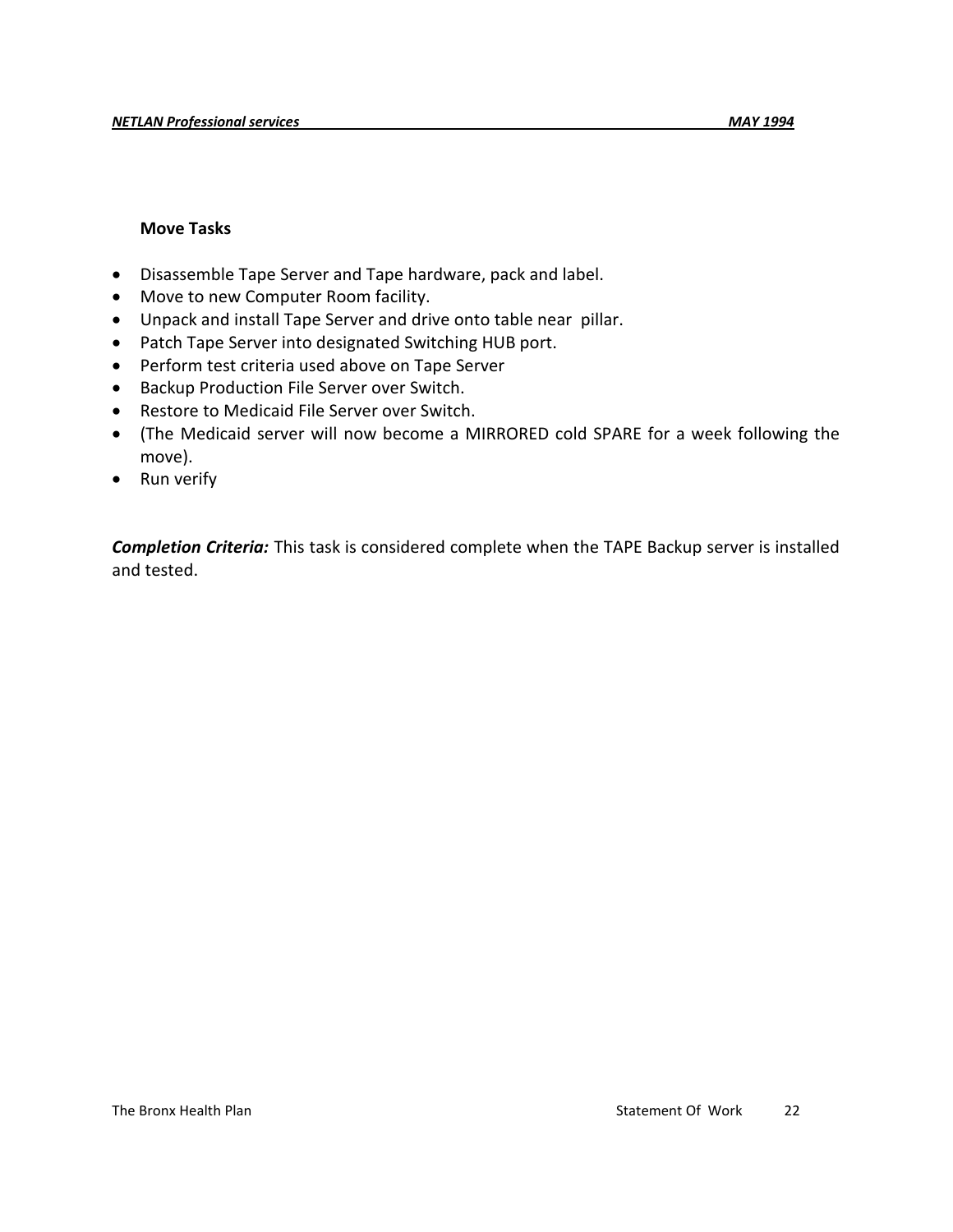**Move Tasks**

- Disassemble Tape Server and Tape hardware, pack and label.
- Move to new Computer Room facility.
- Unpack and install Tape Server and drive onto table near pillar.
- Patch Tape Server into designated Switching HUB port.
- Perform test criteria used above on Tape Server
- Backup Production File Server over Switch.
- Restore to Medicaid File Server over Switch.
- (The Medicaid server will now become a MIRRORED cold SPARE for a week following the move).
- Run verify

***Completion Criteria:*** This task is considered complete when the TAPE Backup server is installed and tested.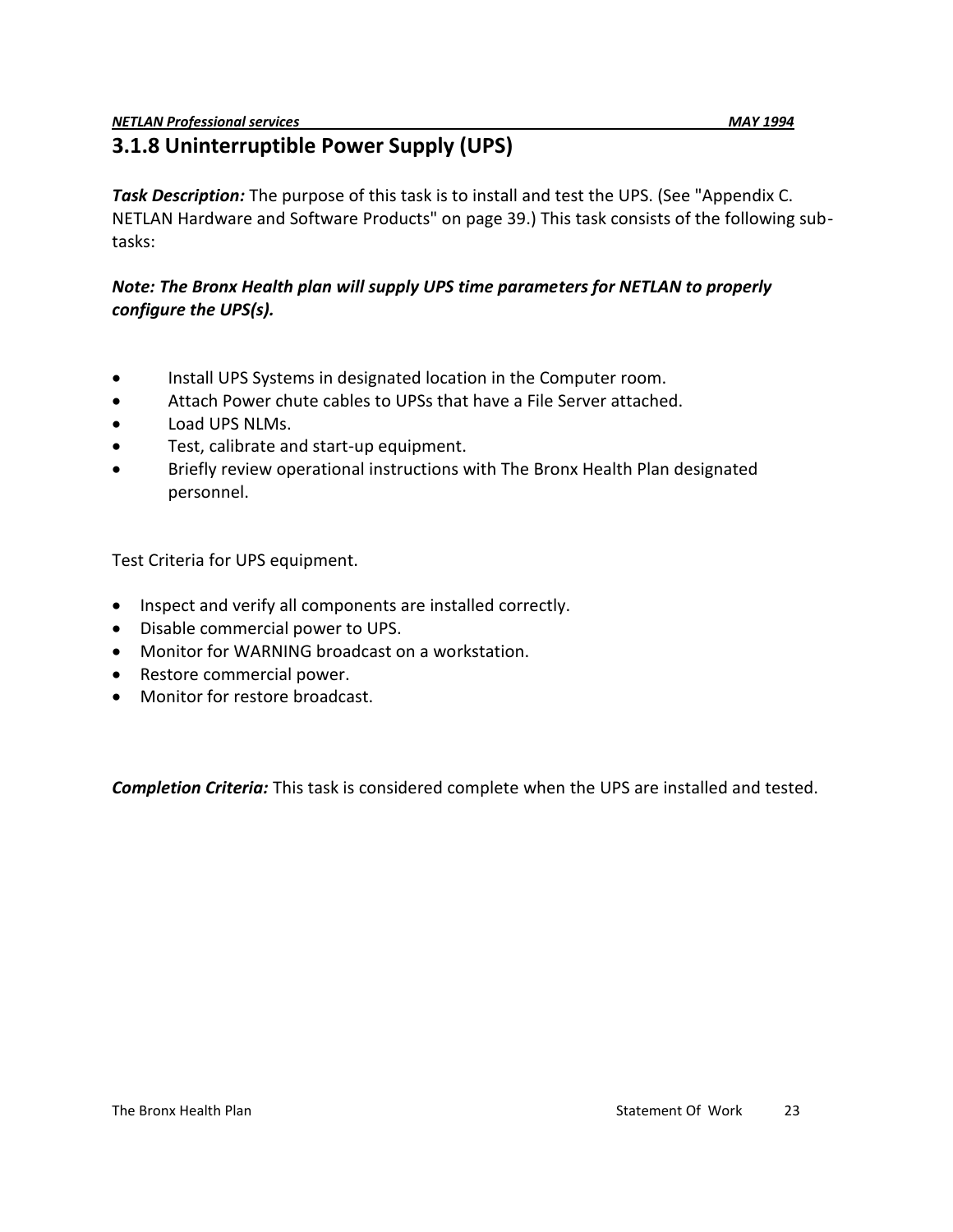### 3.1.8 Uninterruptible Power Supply (UPS)

***Task Description:*** The purpose of this task is to install and test the UPS. (See "Appendix C. NETLAN Hardware and Software Products" on page 39.) This task consists of the following sub-tasks:

***Note: The Bronx Health plan will supply UPS time parameters for NETLAN to properly configure the UPS(s).***

- Install UPS Systems in designated location in the Computer room.
- Attach Power chute cables to UPSs that have a File Server attached.
- Load UPS NLMs.
- Test, calibrate and start-up equipment.
- Briefly review operational instructions with The Bronx Health Plan designated personnel.

Test Criteria for UPS equipment.

- Inspect and verify all components are installed correctly.
- Disable commercial power to UPS.
- Monitor for WARNING broadcast on a workstation.
- Restore commercial power.
- Monitor for restore broadcast.

***Completion Criteria:*** This task is considered complete when the UPS are installed and tested.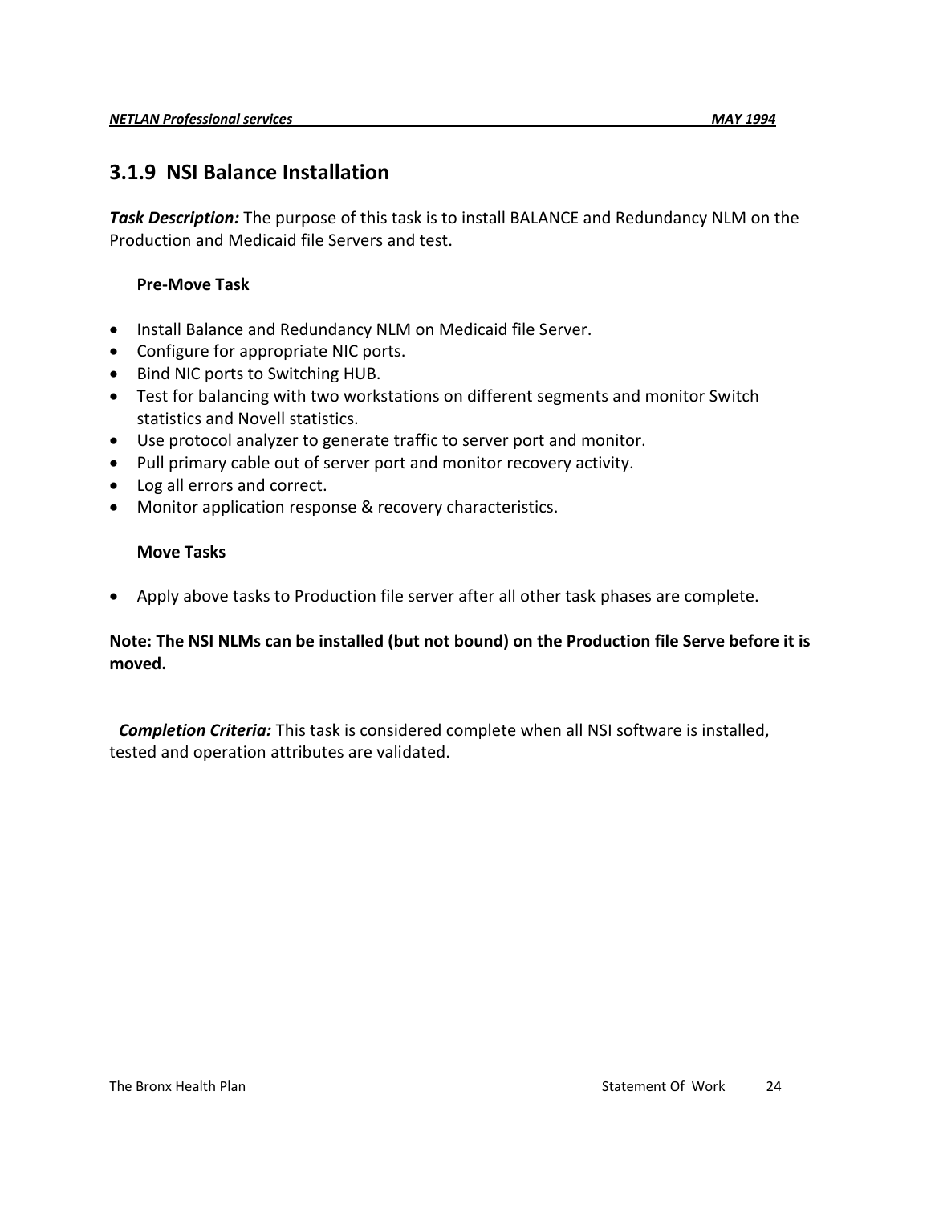### 3.1.9 NSI Balance Installation

***Task Description:*** The purpose of this task is to install BALANCE and Redundancy NLM on the Production and Medicaid file Servers and test.

**Pre-Move Task**

- Install Balance and Redundancy NLM on Medicaid file Server.
- Configure for appropriate NIC ports.
- Bind NIC ports to Switching HUB.
- Test for balancing with two workstations on different segments and monitor Switch statistics and Novell statistics.
- Use protocol analyzer to generate traffic to server port and monitor.
- Pull primary cable out of server port and monitor recovery activity.
- Log all errors and correct.
- Monitor application response & recovery characteristics.

**Move Tasks**

- Apply above tasks to Production file server after all other task phases are complete.

**Note: The NSI NLMs can be installed (but not bound) on the Production file Serve before it is moved.**

***Completion Criteria:*** This task is considered complete when all NSI software is installed, tested and operation attributes are validated.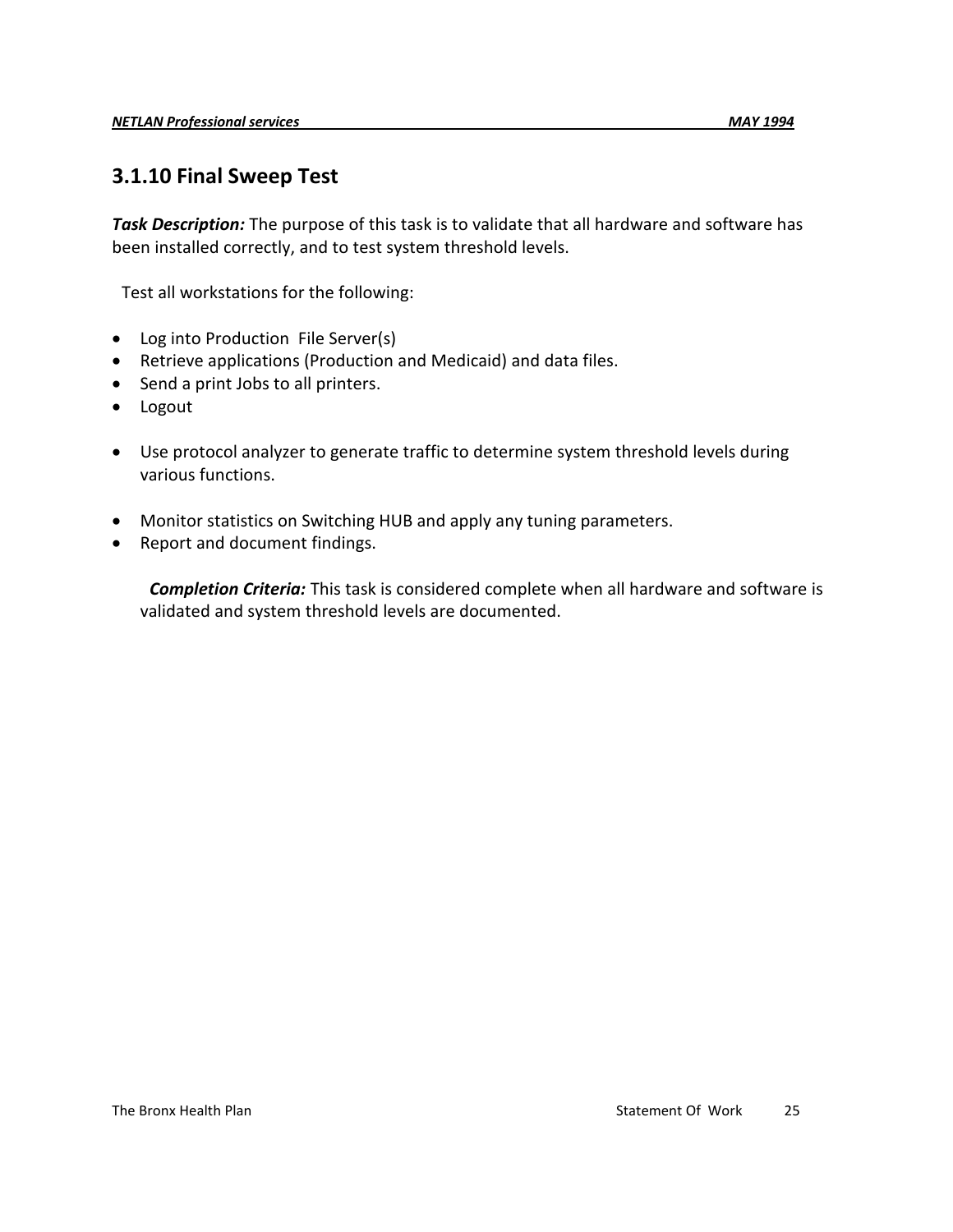## 3.1.10 Final Sweep Test

***Task Description:*** The purpose of this task is to validate that all hardware and software has been installed correctly, and to test system threshold levels.

Test all workstations for the following:

- Log into Production File Server(s)
- Retrieve applications (Production and Medicaid) and data files.
- Send a print Jobs to all printers.
- Logout

- Use protocol analyzer to generate traffic to determine system threshold levels during various functions.

- Monitor statistics on Switching HUB and apply any tuning parameters.
- Report and document findings.

***Completion Criteria:*** This task is considered complete when all hardware and software is validated and system threshold levels are documented.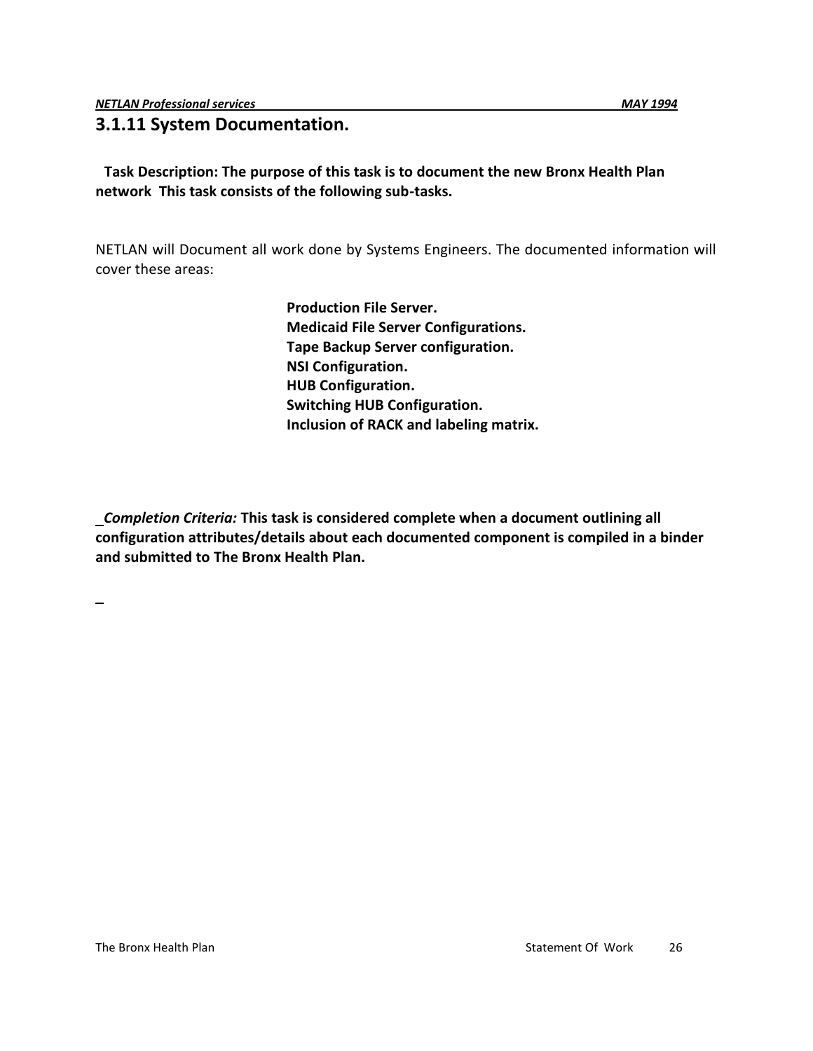## 3.1.11 System Documentation.

**Task Description: The purpose of this task is to document the new Bronx Health Plan network This task consists of the following sub-tasks.**

NETLAN will Document all work done by Systems Engineers. The documented information will cover these areas:

**Production File Server.**
**Medicaid File Server Configurations.**
**Tape Backup Server configuration.**
**NSI Configuration.**
**HUB Configuration.**
**Switching HUB Configuration.**
**Inclusion of RACK and labeling matrix.**

***Completion Criteria:*** **This task is considered complete when a document outlining all configuration attributes/details about each documented component is compiled in a binder and submitted to The Bronx Health Plan.**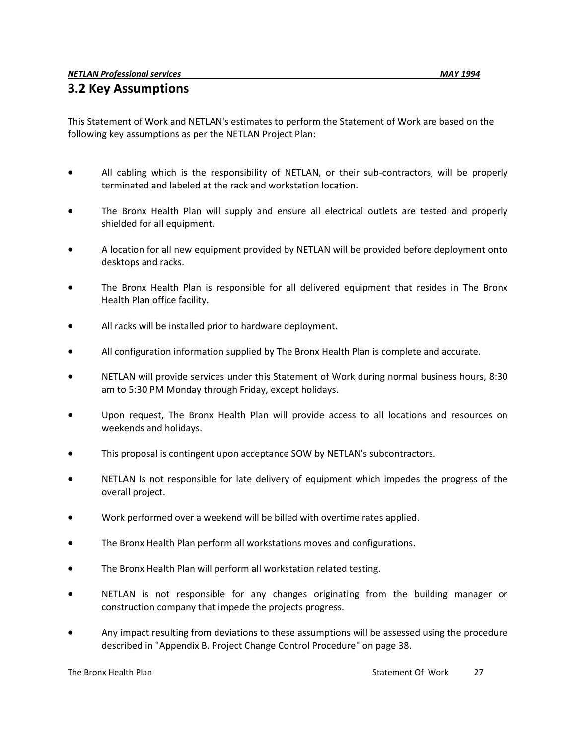## 3.2 Key Assumptions

This Statement of Work and NETLAN's estimates to perform the Statement of Work are based on the following key assumptions as per the NETLAN Project Plan:

- All cabling which is the responsibility of NETLAN, or their sub-contractors, will be properly terminated and labeled at the rack and workstation location.
- The Bronx Health Plan will supply and ensure all electrical outlets are tested and properly shielded for all equipment.
- A location for all new equipment provided by NETLAN will be provided before deployment onto desktops and racks.
- The Bronx Health Plan is responsible for all delivered equipment that resides in The Bronx Health Plan office facility.
- All racks will be installed prior to hardware deployment.
- All configuration information supplied by The Bronx Health Plan is complete and accurate.
- NETLAN will provide services under this Statement of Work during normal business hours, 8:30 am to 5:30 PM Monday through Friday, except holidays.
- Upon request, The Bronx Health Plan will provide access to all locations and resources on weekends and holidays.
- This proposal is contingent upon acceptance SOW by NETLAN's subcontractors.
- NETLAN Is not responsible for late delivery of equipment which impedes the progress of the overall project.
- Work performed over a weekend will be billed with overtime rates applied.
- The Bronx Health Plan perform all workstations moves and configurations.
- The Bronx Health Plan will perform all workstation related testing.
- NETLAN is not responsible for any changes originating from the building manager or construction company that impede the projects progress.
- Any impact resulting from deviations to these assumptions will be assessed using the procedure described in "Appendix B. Project Change Control Procedure" on page 38.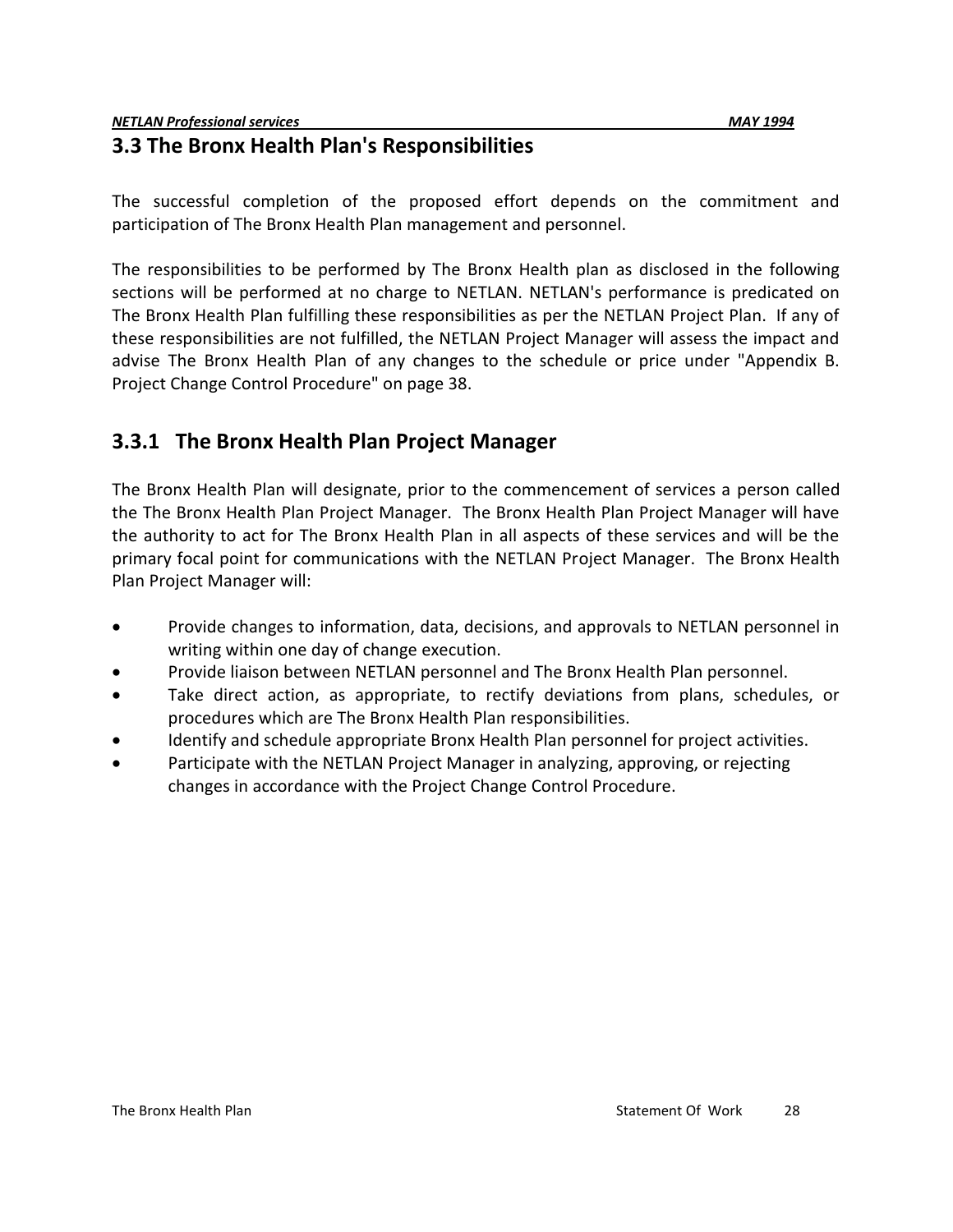## 3.3 The Bronx Health Plan's Responsibilities

The successful completion of the proposed effort depends on the commitment and participation of The Bronx Health Plan management and personnel.

The responsibilities to be performed by The Bronx Health plan as disclosed in the following sections will be performed at no charge to NETLAN. NETLAN's performance is predicated on The Bronx Health Plan fulfilling these responsibilities as per the NETLAN Project Plan. If any of these responsibilities are not fulfilled, the NETLAN Project Manager will assess the impact and advise The Bronx Health Plan of any changes to the schedule or price under "Appendix B. Project Change Control Procedure" on page 38.

### 3.3.1 The Bronx Health Plan Project Manager

The Bronx Health Plan will designate, prior to the commencement of services a person called the The Bronx Health Plan Project Manager. The Bronx Health Plan Project Manager will have the authority to act for The Bronx Health Plan in all aspects of these services and will be the primary focal point for communications with the NETLAN Project Manager. The Bronx Health Plan Project Manager will:

- Provide changes to information, data, decisions, and approvals to NETLAN personnel in writing within one day of change execution.
- Provide liaison between NETLAN personnel and The Bronx Health Plan personnel.
- Take direct action, as appropriate, to rectify deviations from plans, schedules, or procedures which are The Bronx Health Plan responsibilities.
- Identify and schedule appropriate Bronx Health Plan personnel for project activities.
- Participate with the NETLAN Project Manager in analyzing, approving, or rejecting changes in accordance with the Project Change Control Procedure.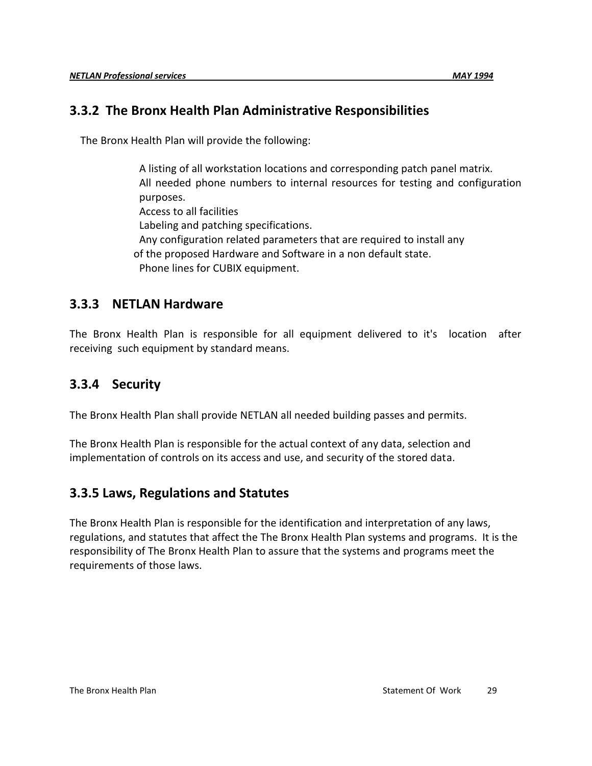### 3.3.2 The Bronx Health Plan Administrative Responsibilities

The Bronx Health Plan will provide the following:

- A listing of all workstation locations and corresponding patch panel matrix.
- All needed phone numbers to internal resources for testing and configuration purposes.
- Access to all facilities
- Labeling and patching specifications.
- Any configuration related parameters that are required to install any of the proposed Hardware and Software in a non default state.
- Phone lines for CUBIX equipment.

### 3.3.3 NETLAN Hardware

The Bronx Health Plan is responsible for all equipment delivered to it's location after receiving such equipment by standard means.

### 3.3.4 Security

The Bronx Health Plan shall provide NETLAN all needed building passes and permits.

The Bronx Health Plan is responsible for the actual context of any data, selection and implementation of controls on its access and use, and security of the stored data.

### 3.3.5 Laws, Regulations and Statutes

The Bronx Health Plan is responsible for the identification and interpretation of any laws, regulations, and statutes that affect the The Bronx Health Plan systems and programs. It is the responsibility of The Bronx Health Plan to assure that the systems and programs meet the requirements of those laws.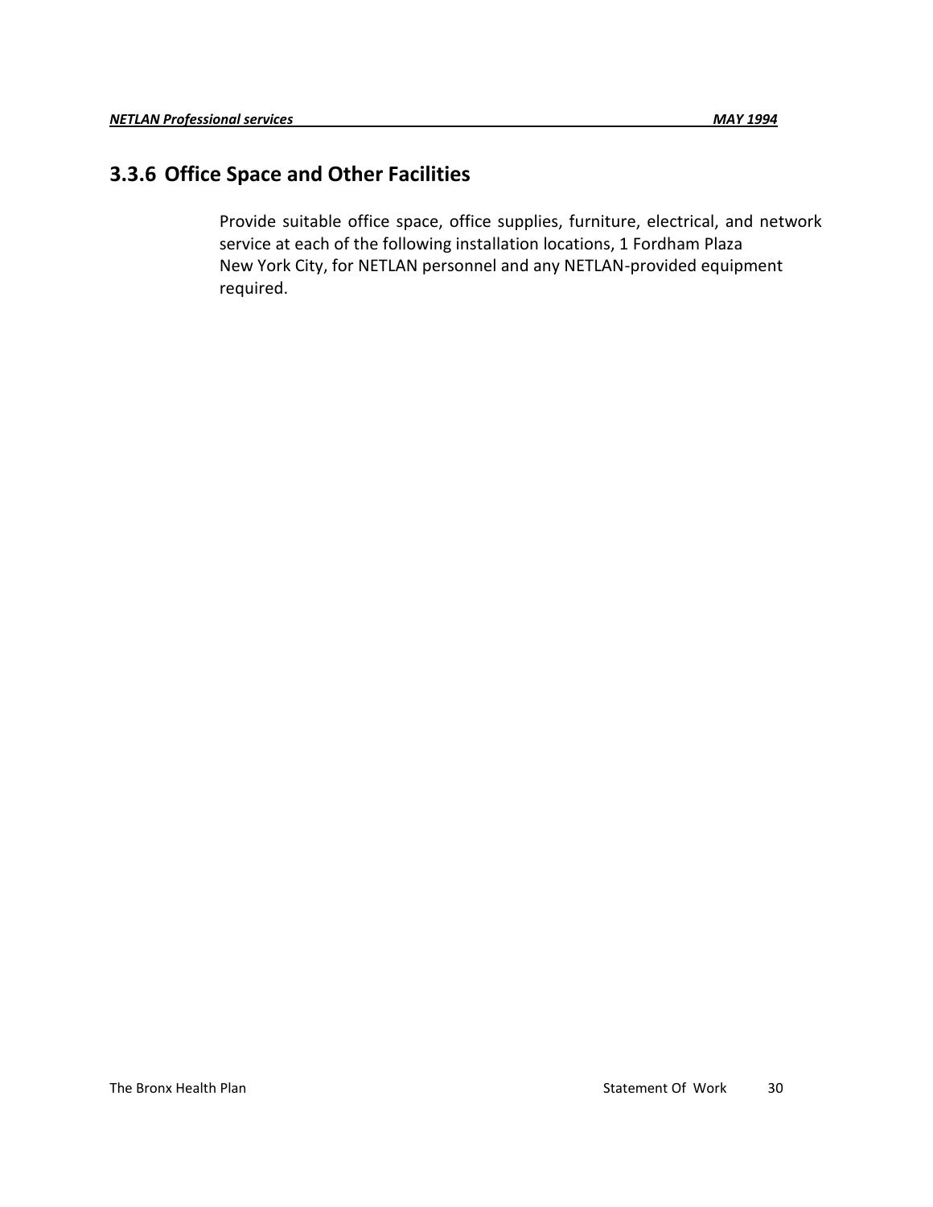### 3.3.6 Office Space and Other Facilities

Provide suitable office space, office supplies, furniture, electrical, and network service at each of the following installation locations, 1 Fordham Plaza New York City, for NETLAN personnel and any NETLAN-provided equipment required.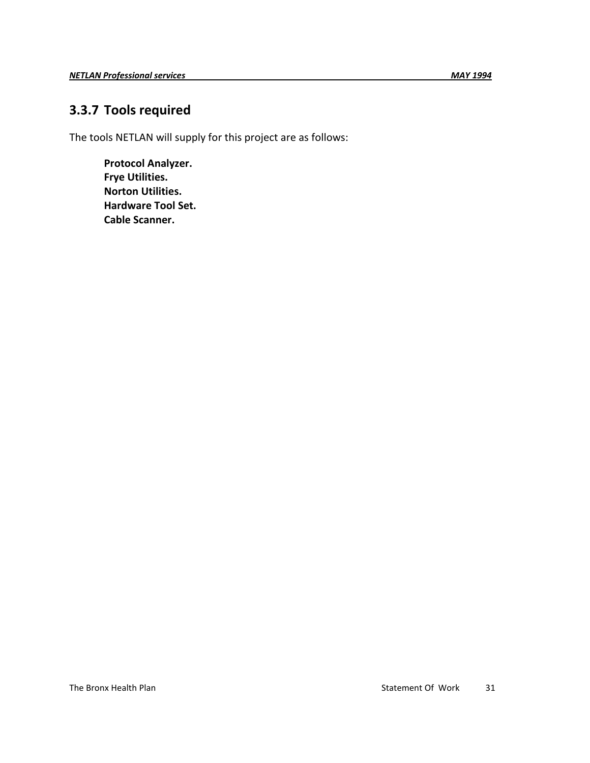### 3.3.7 Tools required

The tools NETLAN will supply for this project are as follows:

**Protocol Analyzer.**
**Frye Utilities.**
**Norton Utilities.**
**Hardware Tool Set.**
**Cable Scanner.**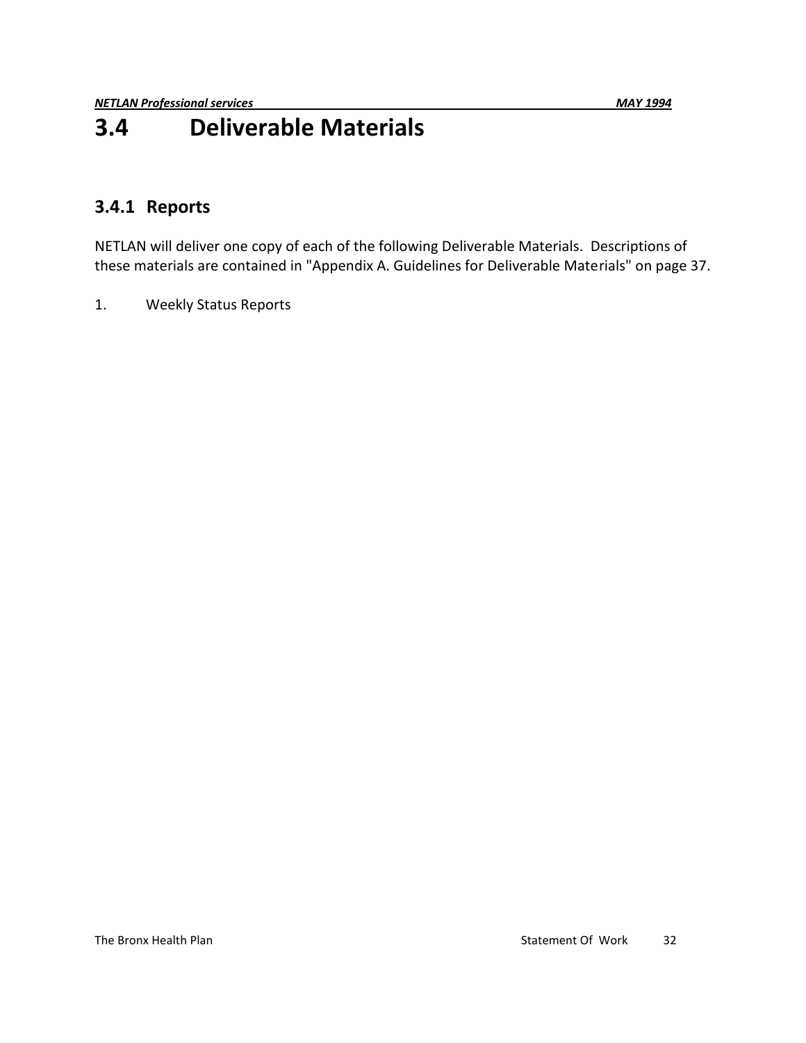# 3.4 Deliverable Materials

## 3.4.1 Reports

NETLAN will deliver one copy of each of the following Deliverable Materials. Descriptions of these materials are contained in "Appendix A. Guidelines for Deliverable Materials" on page 37.

1. Weekly Status Reports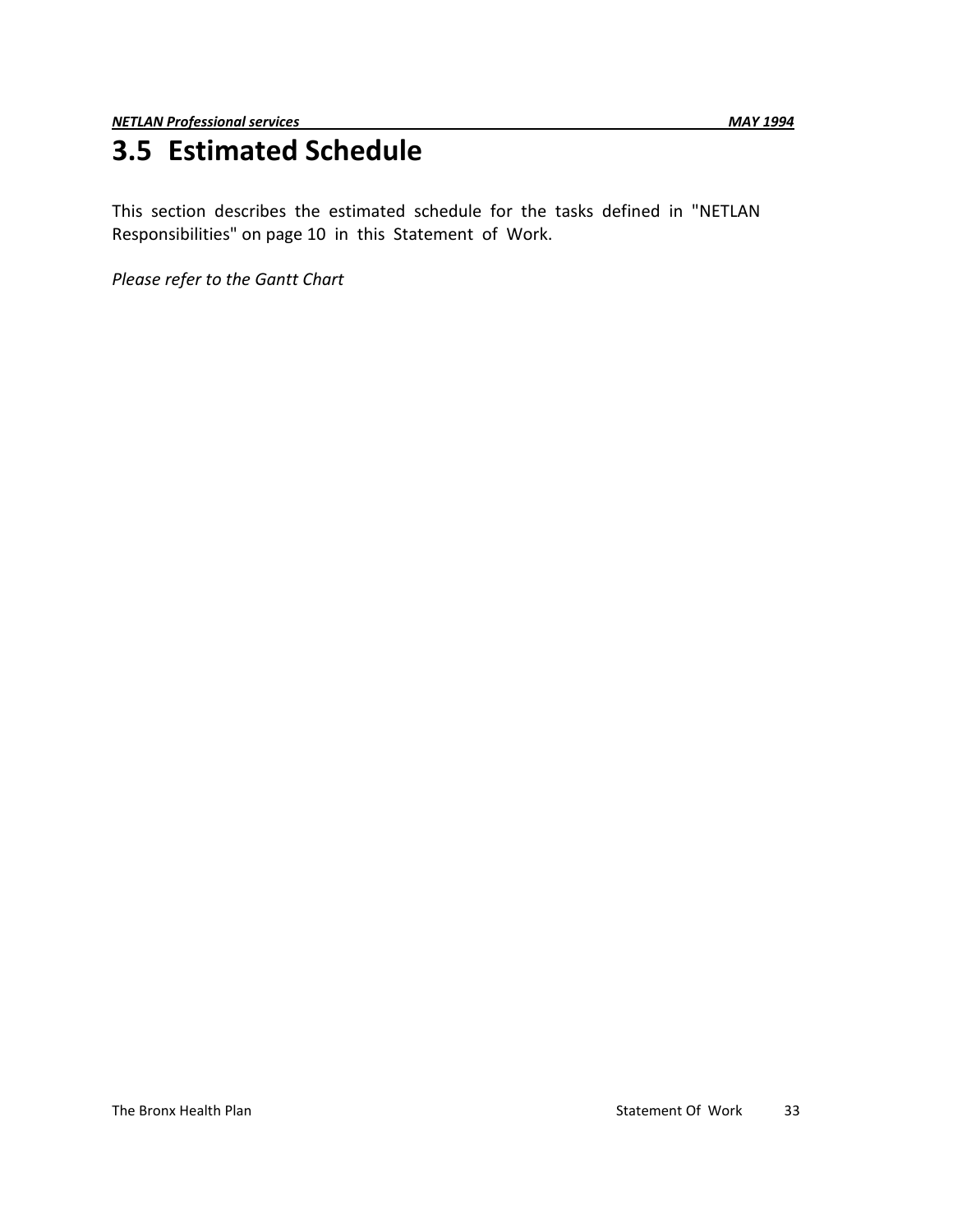## 3.5 Estimated Schedule

This section describes the estimated schedule for the tasks defined in "NETLAN Responsibilities" on page 10 in this Statement of Work.

*Please refer to the Gantt Chart*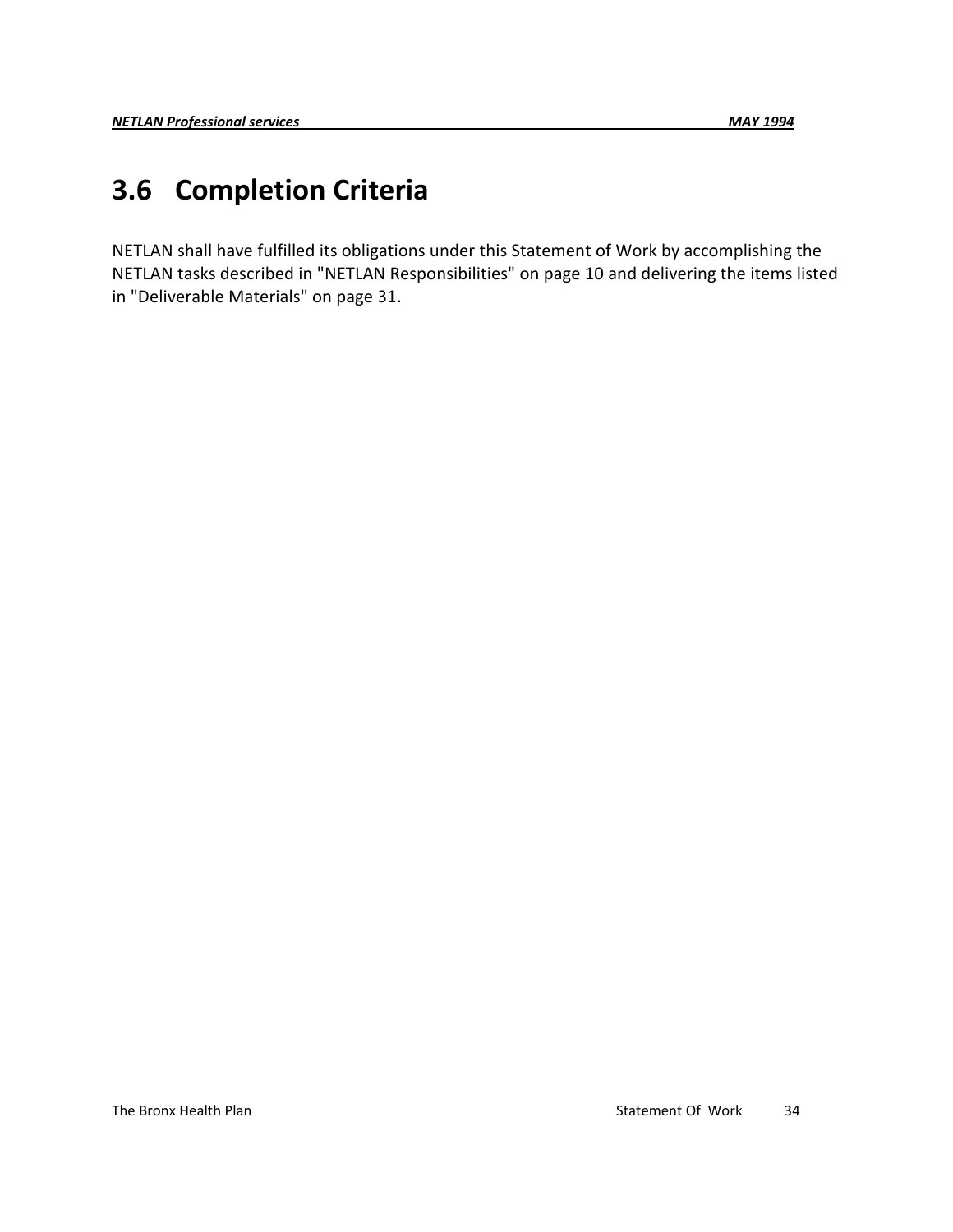## 3.6 Completion Criteria

NETLAN shall have fulfilled its obligations under this Statement of Work by accomplishing the NETLAN tasks described in "NETLAN Responsibilities" on page 10 and delivering the items listed in "Deliverable Materials" on page 31.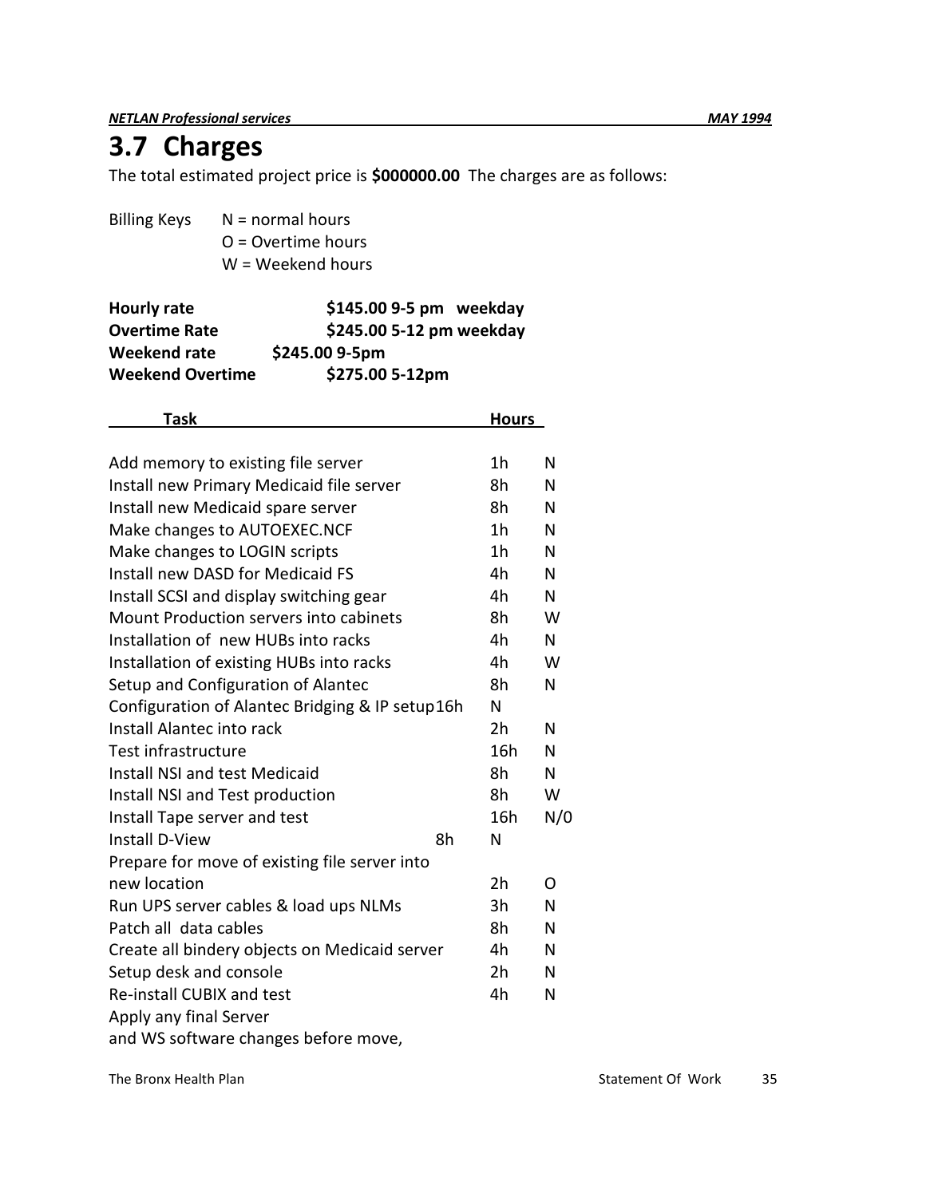## 3.7 Charges

The total estimated project price is **$000000.00** The charges are as follows:

Billing Keys N = normal hours
O = Overtime hours
W = Weekend hours

**Hourly rate** **$145.00 9-5 pm weekday**
**Overtime Rate** **$245.00 5-12 pm weekday**
**Weekend rate** **$245.00 9-5pm**
**Weekend Overtime** **$275.00 5-12pm**

| Task | Hours | |
|---|---|---|
| Add memory to existing file server | 1h | N |
| Install new Primary Medicaid file server | 8h | N |
| Install new Medicaid spare server | 8h | N |
| Make changes to AUTOEXEC.NCF | 1h | N |
| Make changes to LOGIN scripts | 1h | N |
| Install new DASD for Medicaid FS | 4h | N |
| Install SCSI and display switching gear | 4h | N |
| Mount Production servers into cabinets | 8h | W |
| Installation of new HUBs into racks | 4h | N |
| Installation of existing HUBs into racks | 4h | W |
| Setup and Configuration of Alantec | 8h | N |
| Configuration of Alantec Bridging & IP setup | 16h | N |
| Install Alantec into rack | 2h | N |
| Test infrastructure | 16h | N |
| Install NSI and test Medicaid | 8h | N |
| Install NSI and Test production | 8h | W |
| Install Tape server and test | 16h | N/0 |
| Install D-View | 8h | N |
| Prepare for move of existing file server into new location | 2h | O |
| Run UPS server cables & load ups NLMs | 3h | N |
| Patch all data cables | 8h | N |
| Create all bindery objects on Medicaid server | 4h | N |
| Setup desk and console | 2h | N |
| Re-install CUBIX and test | 4h | N |
| Apply any final Server and WS software changes before move, | | |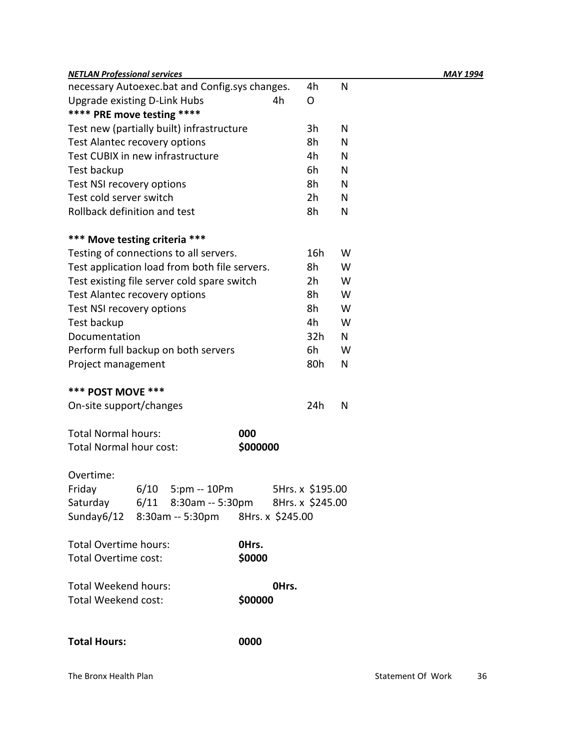| | | |
|---|---|---|
| necessary Autoexec.bat and Config.sys changes. | 4h | N |
| Upgrade existing D-Link Hubs | 4h | O |

**\*\*\*\* PRE move testing \*\*\*\***

| | | |
|---|---|---|
| Test new (partially built) infrastructure | 3h | N |
| Test Alantec recovery options | 8h | N |
| Test CUBIX in new infrastructure | 4h | N |
| Test backup | 6h | N |
| Test NSI recovery options | 8h | N |
| Test cold server switch | 2h | N |
| Rollback definition and test | 8h | N |

**\*\*\* Move testing criteria \*\*\***

| | | |
|---|---|---|
| Testing of connections to all servers. | 16h | W |
| Test application load from both file servers. | 8h | W |
| Test existing file server cold spare switch | 2h | W |
| Test Alantec recovery options | 8h | W |
| Test NSI recovery options | 8h | W |
| Test backup | 4h | W |
| Documentation | 32h | N |
| Perform full backup on both servers | 6h | W |
| Project management | 80h | N |

**\*\*\* POST MOVE \*\*\***

| | | |
|---|---|---|
| On-site support/changes | 24h | N |

Total Normal hours: **000**
Total Normal hour cost: **$000000**

Overtime:

| | | | |
|---|---|---|---|
| Friday | 6/10 | 5:pm -- 10Pm | 5Hrs. x $195.00 |
| Saturday | 6/11 | 8:30am -- 5:30pm | 8Hrs. x $245.00 |
| Sunday | 6/12 | 8:30am -- 5:30pm | 8Hrs. x $245.00 |

Total Overtime hours: **0Hrs.**
Total Overtime cost: **$0000**

Total Weekend hours: **0Hrs.**
Total Weekend cost: **$00000**

**Total Hours:** **0000**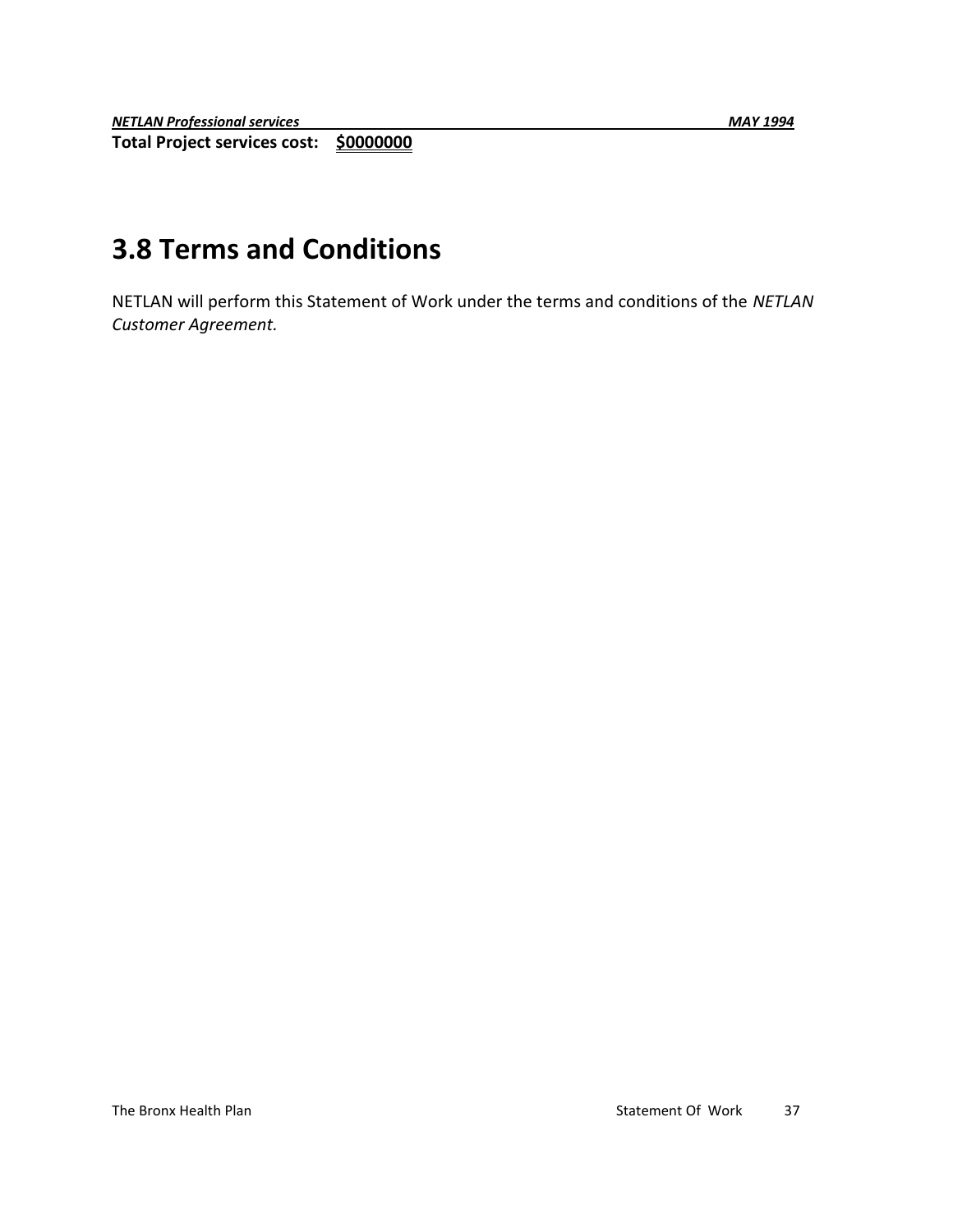**Total Project services cost: $0000000**

# 3.8 Terms and Conditions

NETLAN will perform this Statement of Work under the terms and conditions of the *NETLAN Customer Agreement.*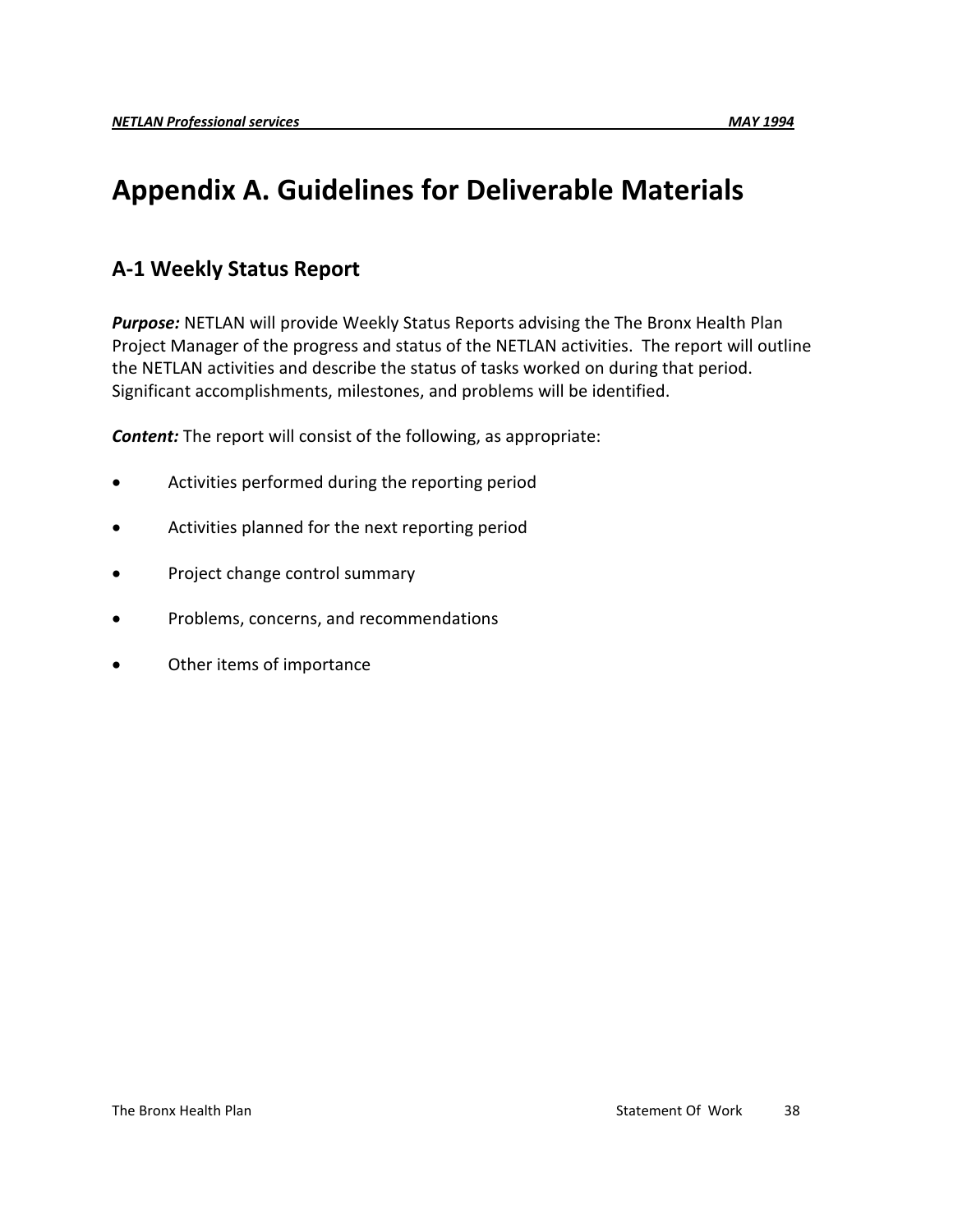# Appendix A. Guidelines for Deliverable Materials

## A-1 Weekly Status Report

***Purpose:*** NETLAN will provide Weekly Status Reports advising the The Bronx Health Plan Project Manager of the progress and status of the NETLAN activities. The report will outline the NETLAN activities and describe the status of tasks worked on during that period. Significant accomplishments, milestones, and problems will be identified.

***Content:*** The report will consist of the following, as appropriate:

- Activities performed during the reporting period
- Activities planned for the next reporting period
- Project change control summary
- Problems, concerns, and recommendations
- Other items of importance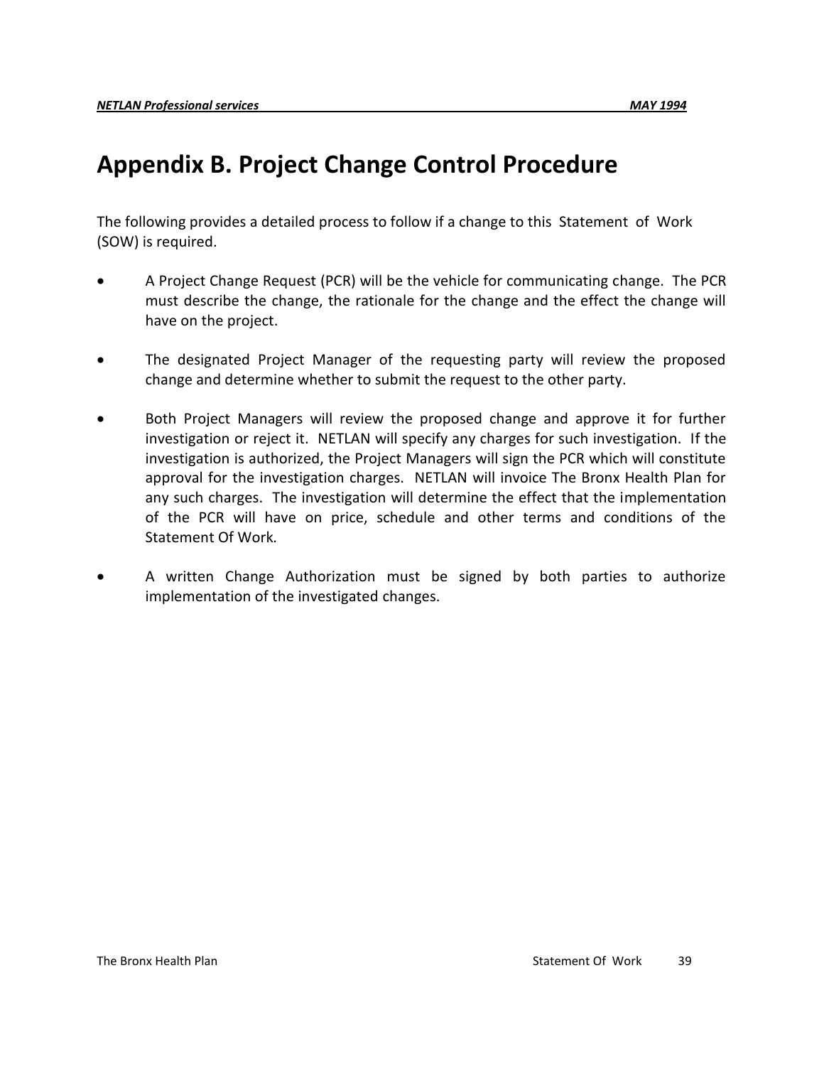# Appendix B. Project Change Control Procedure

The following provides a detailed process to follow if a change to this Statement of Work (SOW) is required.

- A Project Change Request (PCR) will be the vehicle for communicating change. The PCR must describe the change, the rationale for the change and the effect the change will have on the project.

- The designated Project Manager of the requesting party will review the proposed change and determine whether to submit the request to the other party.

- Both Project Managers will review the proposed change and approve it for further investigation or reject it. NETLAN will specify any charges for such investigation. If the investigation is authorized, the Project Managers will sign the PCR which will constitute approval for the investigation charges. NETLAN will invoice The Bronx Health Plan for any such charges. The investigation will determine the effect that the implementation of the PCR will have on price, schedule and other terms and conditions of the Statement Of Work.

- A written Change Authorization must be signed by both parties to authorize implementation of the investigated changes.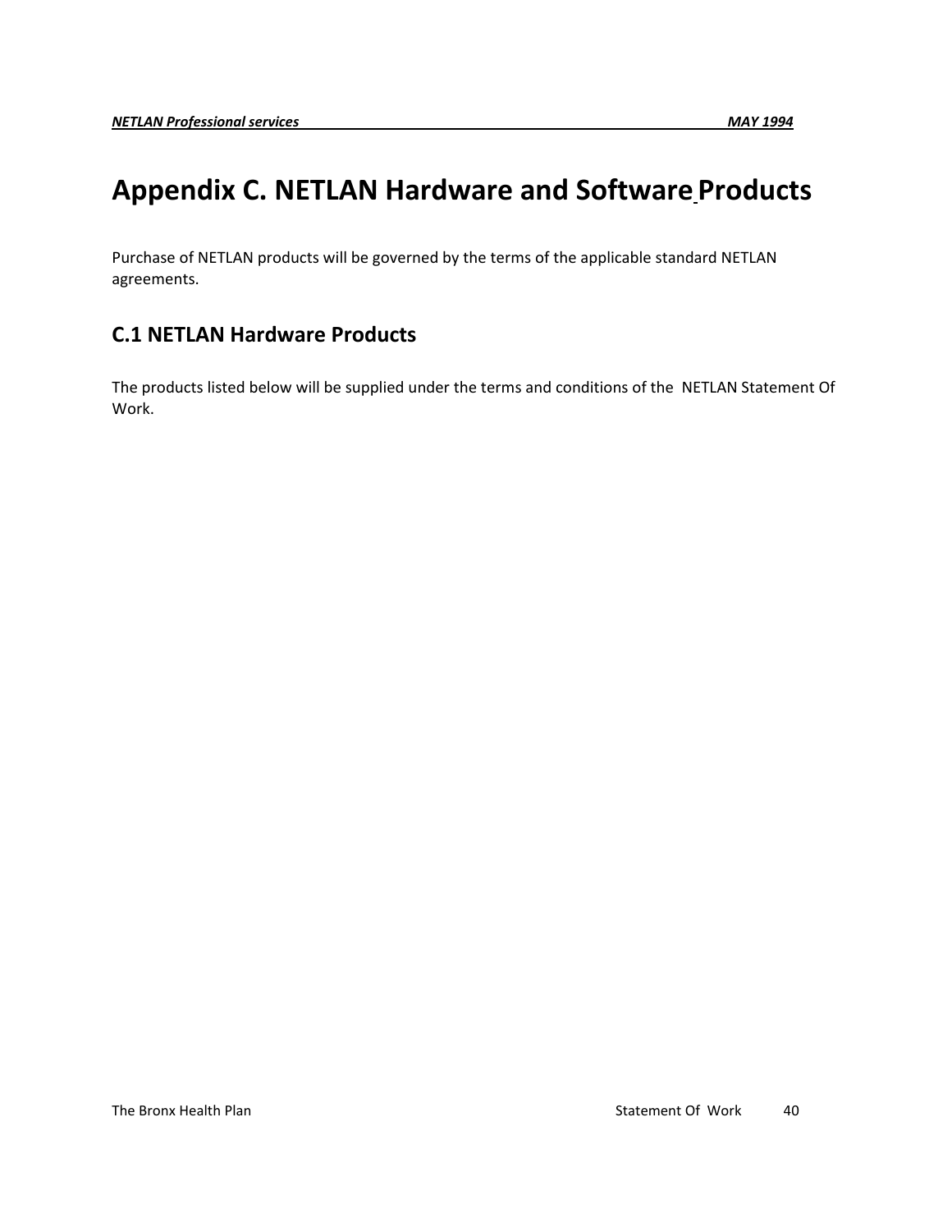# Appendix C. NETLAN Hardware and Software Products

Purchase of NETLAN products will be governed by the terms of the applicable standard NETLAN agreements.

## C.1 NETLAN Hardware Products

The products listed below will be supplied under the terms and conditions of the NETLAN Statement Of Work.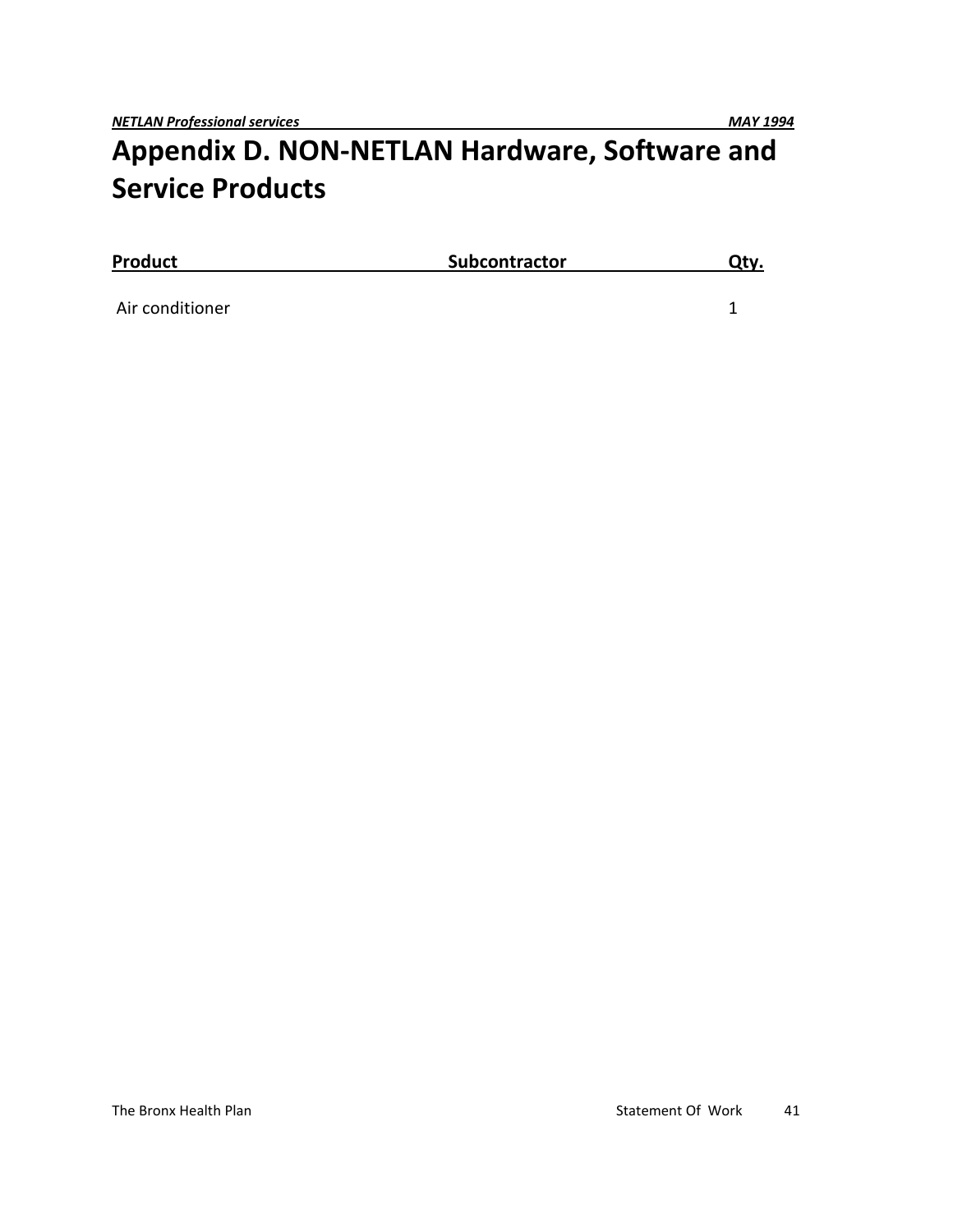# Appendix D. NON-NETLAN Hardware, Software and Service Products

| Product | Subcontractor | Qty. |
| --- | --- | --- |
| Air conditioner | | 1 |